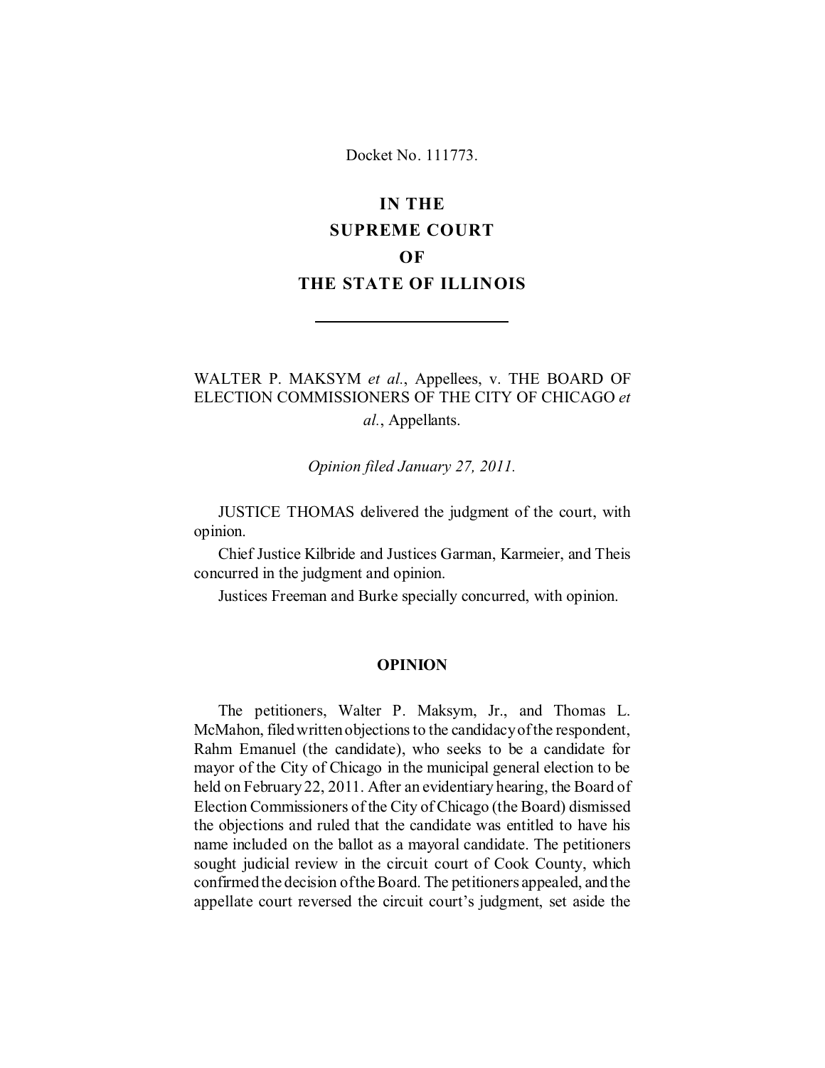Docket No. 111773.

# IN THE SUPREME COURT OF THE STATE OF ILLINOIS

---

WALTER P. MAKSYM *et al.*, Appellees, v. THE BOARD OF ELECTION COMMISSIONERS OF THE CITY OF CHICAGO *et al.*, Appellants.

*Opinion filed January 27, 2011.*

JUSTICE THOMAS delivered the judgment of the court, with opinion.

Chief Justice Kilbride and Justices Garman, Karmeier, and Theis concurred in the judgment and opinion.

Justices Freeman and Burke specially concurred, with opinion.

## OPINION

The petitioners, Walter P. Maksym, Jr., and Thomas L. McMahon, filed written objections to the candidacy of the respondent, Rahm Emanuel (the candidate), who seeks to be a candidate for mayor of the City of Chicago in the municipal general election to be held on February 22, 2011. After an evidentiary hearing, the Board of Election Commissioners of the City of Chicago (the Board) dismissed the objections and ruled that the candidate was entitled to have his name included on the ballot as a mayoral candidate. The petitioners sought judicial review in the circuit court of Cook County, which confirmed the decision of the Board. The petitioners appealed, and the appellate court reversed the circuit court's judgment, set aside the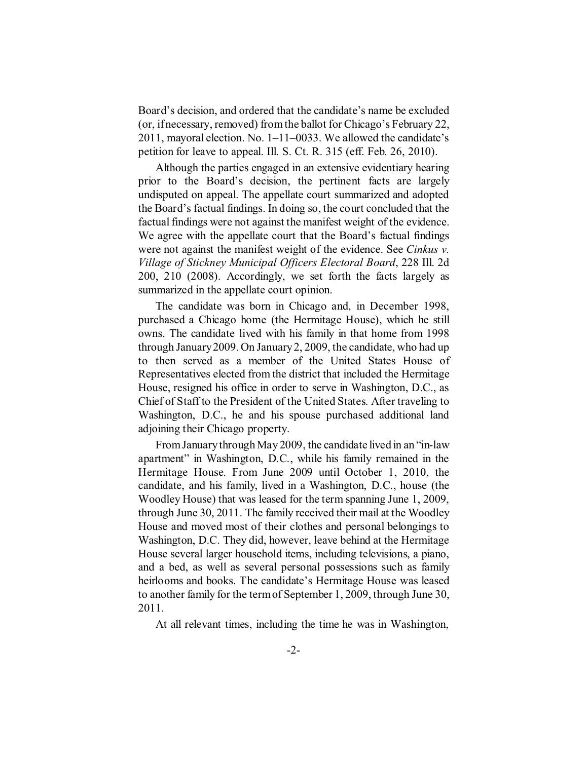Board's decision, and ordered that the candidate's name be excluded (or, if necessary, removed) from the ballot for Chicago's February 22, 2011, mayoral election. No. 1–11–0033. We allowed the candidate's petition for leave to appeal. Ill. S. Ct. R. 315 (eff. Feb. 26, 2010).

Although the parties engaged in an extensive evidentiary hearing prior to the Board's decision, the pertinent facts are largely undisputed on appeal. The appellate court summarized and adopted the Board's factual findings. In doing so, the court concluded that the factual findings were not against the manifest weight of the evidence. We agree with the appellate court that the Board's factual findings were not against the manifest weight of the evidence. See *Cinkus v. Village of Stickney Municipal Officers Electoral Board*, 228 Ill. 2d 200, 210 (2008). Accordingly, we set forth the facts largely as summarized in the appellate court opinion.

The candidate was born in Chicago and, in December 1998, purchased a Chicago home (the Hermitage House), which he still owns. The candidate lived with his family in that home from 1998 through January 2009. On January 2, 2009, the candidate, who had up to then served as a member of the United States House of Representatives elected from the district that included the Hermitage House, resigned his office in order to serve in Washington, D.C., as Chief of Staff to the President of the United States. After traveling to Washington, D.C., he and his spouse purchased additional land adjoining their Chicago property.

From January through May 2009, the candidate lived in an "in-law apartment" in Washington, D.C., while his family remained in the Hermitage House. From June 2009 until October 1, 2010, the candidate, and his family, lived in a Washington, D.C., house (the Woodley House) that was leased for the term spanning June 1, 2009, through June 30, 2011. The family received their mail at the Woodley House and moved most of their clothes and personal belongings to Washington, D.C. They did, however, leave behind at the Hermitage House several larger household items, including televisions, a piano, and a bed, as well as several personal possessions such as family heirlooms and books. The candidate's Hermitage House was leased to another family for the term of September 1, 2009, through June 30, 2011.

At all relevant times, including the time he was in Washington,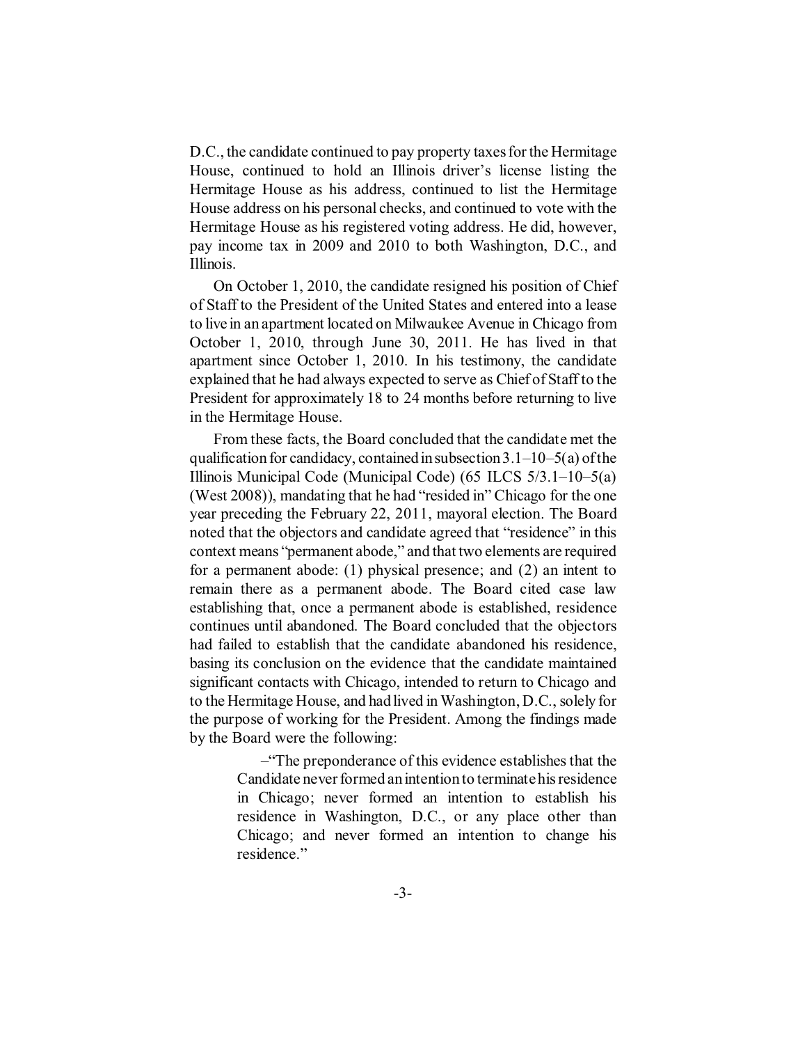D.C., the candidate continued to pay property taxes for the Hermitage House, continued to hold an Illinois driver's license listing the Hermitage House as his address, continued to list the Hermitage House address on his personal checks, and continued to vote with the Hermitage House as his registered voting address. He did, however, pay income tax in 2009 and 2010 to both Washington, D.C., and Illinois.

On October 1, 2010, the candidate resigned his position of Chief of Staff to the President of the United States and entered into a lease to live in an apartment located on Milwaukee Avenue in Chicago from October 1, 2010, through June 30, 2011. He has lived in that apartment since October 1, 2010. In his testimony, the candidate explained that he had always expected to serve as Chief of Staff to the President for approximately 18 to 24 months before returning to live in the Hermitage House.

From these facts, the Board concluded that the candidate met the qualification for candidacy, contained in subsection 3.1–10–5(a) of the Illinois Municipal Code (Municipal Code) (65 ILCS 5/3.1–10–5(a) (West 2008)), mandating that he had "resided in" Chicago for the one year preceding the February 22, 2011, mayoral election. The Board noted that the objectors and candidate agreed that "residence" in this context means "permanent abode," and that two elements are required for a permanent abode: (1) physical presence; and (2) an intent to remain there as a permanent abode. The Board cited case law establishing that, once a permanent abode is established, residence continues until abandoned. The Board concluded that the objectors had failed to establish that the candidate abandoned his residence, basing its conclusion on the evidence that the candidate maintained significant contacts with Chicago, intended to return to Chicago and to the Hermitage House, and had lived in Washington, D.C., solely for the purpose of working for the President. Among the findings made by the Board were the following:

> –"The preponderance of this evidence establishes that the Candidate never formed an intention to terminate his residence in Chicago; never formed an intention to establish his residence in Washington, D.C., or any place other than Chicago; and never formed an intention to change his residence."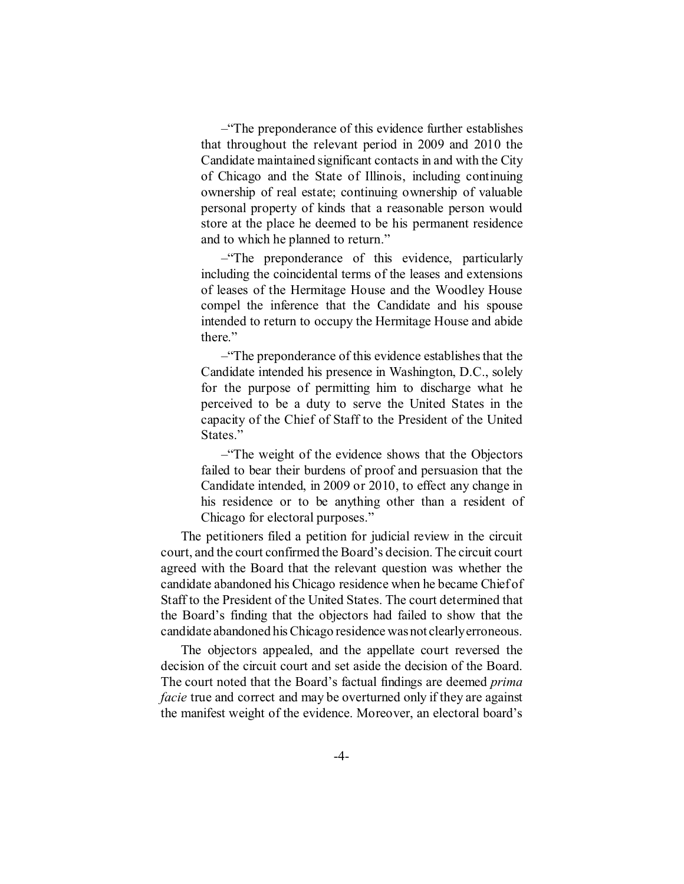–"The preponderance of this evidence further establishes that throughout the relevant period in 2009 and 2010 the Candidate maintained significant contacts in and with the City of Chicago and the State of Illinois, including continuing ownership of real estate; continuing ownership of valuable personal property of kinds that a reasonable person would store at the place he deemed to be his permanent residence and to which he planned to return."

–"The preponderance of this evidence, particularly including the coincidental terms of the leases and extensions of leases of the Hermitage House and the Woodley House compel the inference that the Candidate and his spouse intended to return to occupy the Hermitage House and abide there."

–"The preponderance of this evidence establishes that the Candidate intended his presence in Washington, D.C., solely for the purpose of permitting him to discharge what he perceived to be a duty to serve the United States in the capacity of the Chief of Staff to the President of the United States."

–"The weight of the evidence shows that the Objectors failed to bear their burdens of proof and persuasion that the Candidate intended, in 2009 or 2010, to effect any change in his residence or to be anything other than a resident of Chicago for electoral purposes."

The petitioners filed a petition for judicial review in the circuit court, and the court confirmed the Board's decision. The circuit court agreed with the Board that the relevant question was whether the candidate abandoned his Chicago residence when he became Chief of Staff to the President of the United States. The court determined that the Board's finding that the objectors had failed to show that the candidate abandoned his Chicago residence was not clearly erroneous.

The objectors appealed, and the appellate court reversed the decision of the circuit court and set aside the decision of the Board. The court noted that the Board's factual findings are deemed *prima facie* true and correct and may be overturned only if they are against the manifest weight of the evidence. Moreover, an electoral board's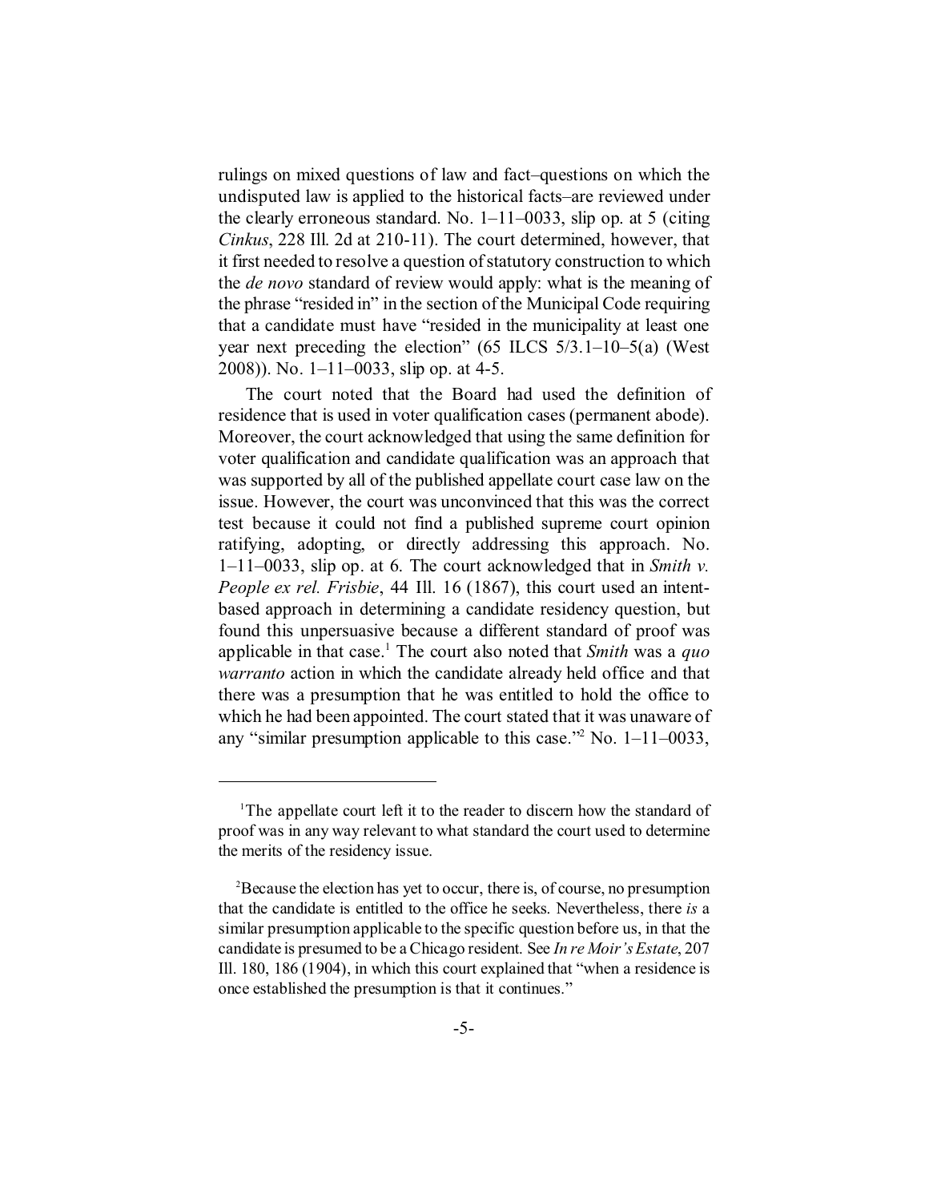rulings on mixed questions of law and fact–questions on which the undisputed law is applied to the historical facts–are reviewed under the clearly erroneous standard. No. 1–11–0033, slip op. at 5 (citing *Cinkus*, 228 Ill. 2d at 210-11). The court determined, however, that it first needed to resolve a question of statutory construction to which the *de novo* standard of review would apply: what is the meaning of the phrase "resided in" in the section of the Municipal Code requiring that a candidate must have "resided in the municipality at least one year next preceding the election" (65 ILCS 5/3.1–10–5(a) (West 2008)). No. 1–11–0033, slip op. at 4-5.

The court noted that the Board had used the definition of residence that is used in voter qualification cases (permanent abode). Moreover, the court acknowledged that using the same definition for voter qualification and candidate qualification was an approach that was supported by all of the published appellate court case law on the issue. However, the court was unconvinced that this was the correct test because it could not find a published supreme court opinion ratifying, adopting, or directly addressing this approach. No. 1–11–0033, slip op. at 6. The court acknowledged that in *Smith v. People ex rel. Frisbie*, 44 Ill. 16 (1867), this court used an intent-based approach in determining a candidate residency question, but found this unpersuasive because a different standard of proof was applicable in that case.[1] The court also noted that *Smith* was a *quo warranto* action in which the candidate already held office and that there was a presumption that he was entitled to hold the office to which he had been appointed. The court stated that it was unaware of any "similar presumption applicable to this case."[2] No. 1–11–0033,

---

[1] The appellate court left it to the reader to discern how the standard of proof was in any way relevant to what standard the court used to determine the merits of the residency issue.

[2] Because the election has yet to occur, there is, of course, no presumption that the candidate is entitled to the office he seeks. Nevertheless, there *is* a similar presumption applicable to the specific question before us, in that the candidate is presumed to be a Chicago resident. See *In re Moir's Estate*, 207 Ill. 180, 186 (1904), in which this court explained that "when a residence is once established the presumption is that it continues."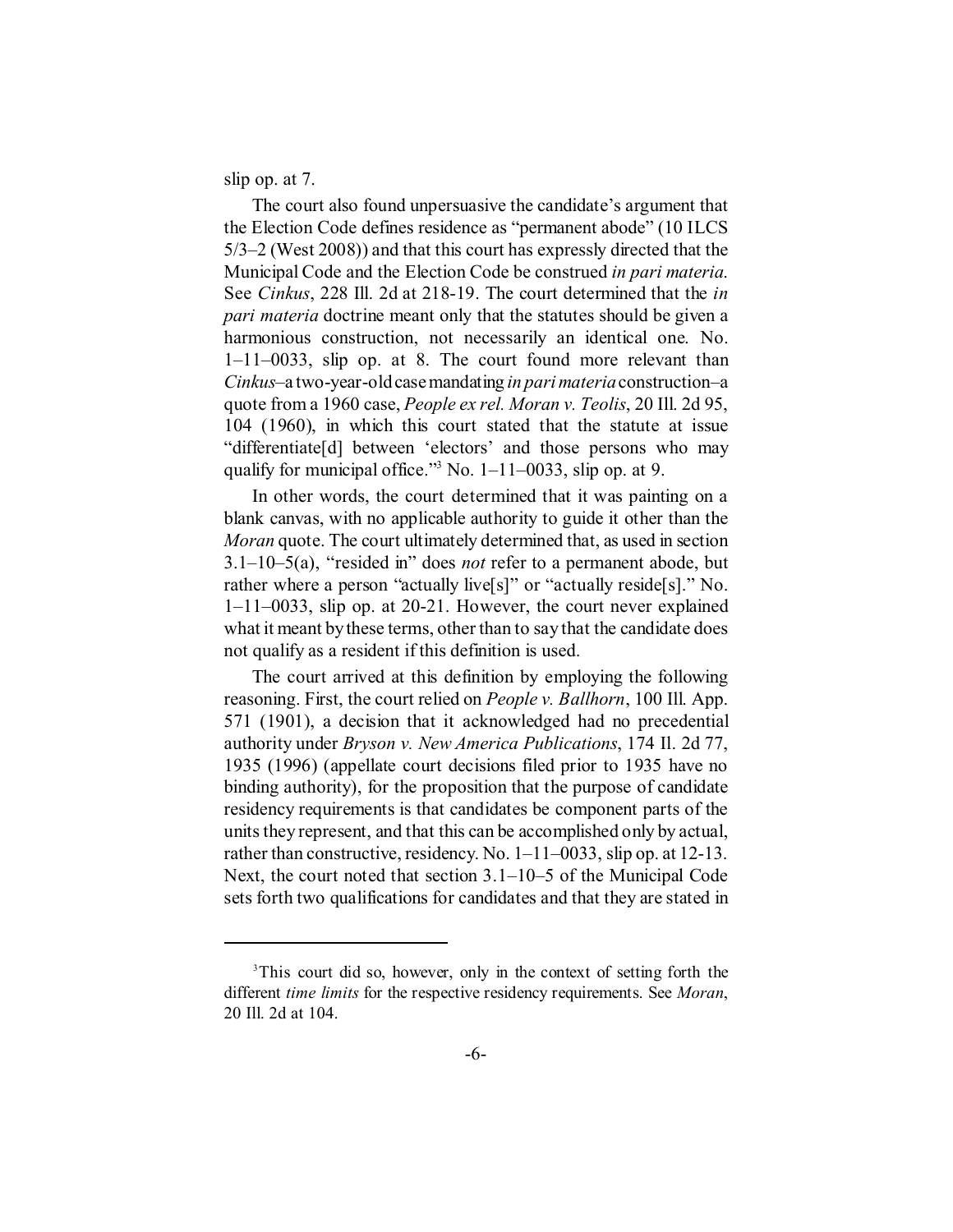slip op. at 7.

The court also found unpersuasive the candidate's argument that the Election Code defines residence as "permanent abode" (10 ILCS 5/3–2 (West 2008)) and that this court has expressly directed that the Municipal Code and the Election Code be construed *in pari materia*. See *Cinkus*, 228 Ill. 2d at 218-19. The court determined that the *in pari materia* doctrine meant only that the statutes should be given a harmonious construction, not necessarily an identical one. No. 1–11–0033, slip op. at 8. The court found more relevant than *Cinkus*–a two-year-old case mandating *in pari materia* construction–a quote from a 1960 case, *People ex rel. Moran v. Teolis*, 20 Ill. 2d 95, 104 (1960), in which this court stated that the statute at issue "differentiate[d] between 'electors' and those persons who may qualify for municipal office."[3] No. 1–11–0033, slip op. at 9.

In other words, the court determined that it was painting on a blank canvas, with no applicable authority to guide it other than the *Moran* quote. The court ultimately determined that, as used in section 3.1–10–5(a), "resided in" does *not* refer to a permanent abode, but rather where a person "actually live[s]" or "actually reside[s]." No. 1–11–0033, slip op. at 20-21. However, the court never explained what it meant by these terms, other than to say that the candidate does not qualify as a resident if this definition is used.

The court arrived at this definition by employing the following reasoning. First, the court relied on *People v. Ballhorn*, 100 Ill. App. 571 (1901), a decision that it acknowledged had no precedential authority under *Bryson v. New America Publications*, 174 Il. 2d 77, 1935 (1996) (appellate court decisions filed prior to 1935 have no binding authority), for the proposition that the purpose of candidate residency requirements is that candidates be component parts of the units they represent, and that this can be accomplished only by actual, rather than constructive, residency. No. 1–11–0033, slip op. at 12-13. Next, the court noted that section 3.1–10–5 of the Municipal Code sets forth two qualifications for candidates and that they are stated in

---

[3]This court did so, however, only in the context of setting forth the different *time limits* for the respective residency requirements. See *Moran*, 20 Ill. 2d at 104.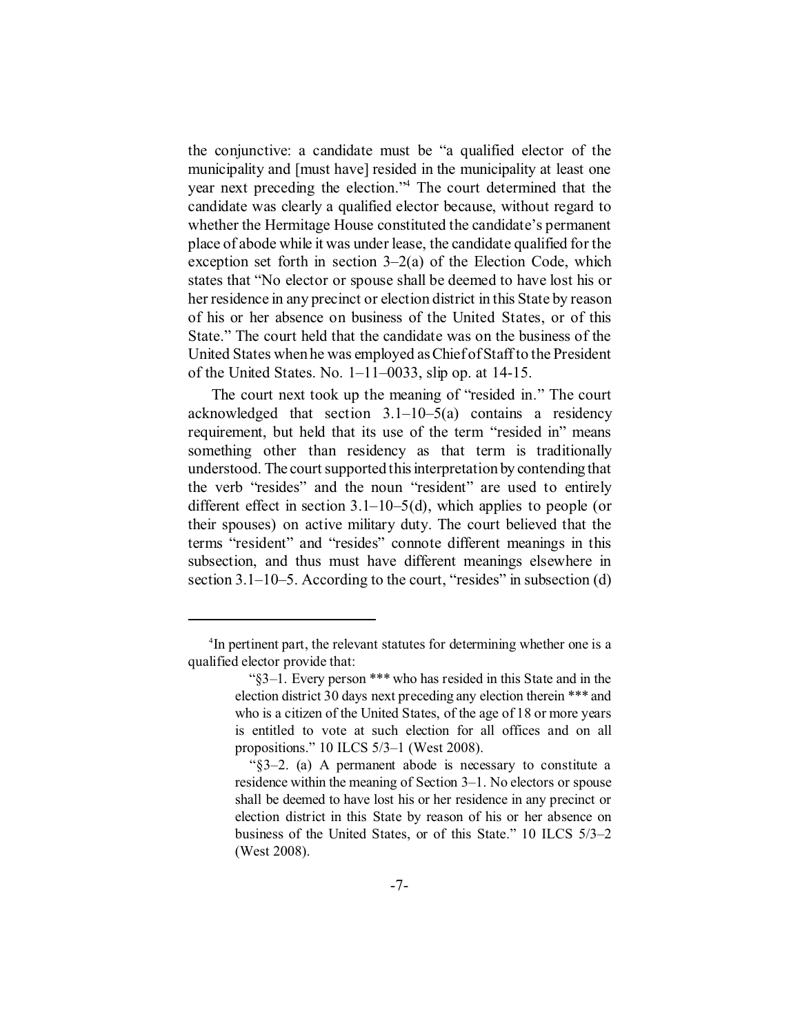the conjunctive: a candidate must be "a qualified elector of the municipality and [must have] resided in the municipality at least one year next preceding the election."[4] The court determined that the candidate was clearly a qualified elector because, without regard to whether the Hermitage House constituted the candidate's permanent place of abode while it was under lease, the candidate qualified for the exception set forth in section 3–2(a) of the Election Code, which states that "No elector or spouse shall be deemed to have lost his or her residence in any precinct or election district in this State by reason of his or her absence on business of the United States, or of this State." The court held that the candidate was on the business of the United States when he was employed as Chief of Staff to the President of the United States. No. 1–11–0033, slip op. at 14-15.

The court next took up the meaning of "resided in." The court acknowledged that section 3.1–10–5(a) contains a residency requirement, but held that its use of the term "resided in" means something other than residency as that term is traditionally understood. The court supported this interpretation by contending that the verb "resides" and the noun "resident" are used to entirely different effect in section 3.1–10–5(d), which applies to people (or their spouses) on active military duty. The court believed that the terms "resident" and "resides" connote different meanings in this subsection, and thus must have different meanings elsewhere in section 3.1–10–5. According to the court, "resides" in subsection (d)

---

[4]In pertinent part, the relevant statutes for determining whether one is a qualified elector provide that:

> "§3–1. Every person *** who has resided in this State and in the election district 30 days next preceding any election therein *** and who is a citizen of the United States, of the age of 18 or more years is entitled to vote at such election for all offices and on all propositions." 10 ILCS 5/3–1 (West 2008).
>
> "§3–2. (a) A permanent abode is necessary to constitute a residence within the meaning of Section 3–1. No electors or spouse shall be deemed to have lost his or her residence in any precinct or election district in this State by reason of his or her absence on business of the United States, or of this State." 10 ILCS 5/3–2 (West 2008).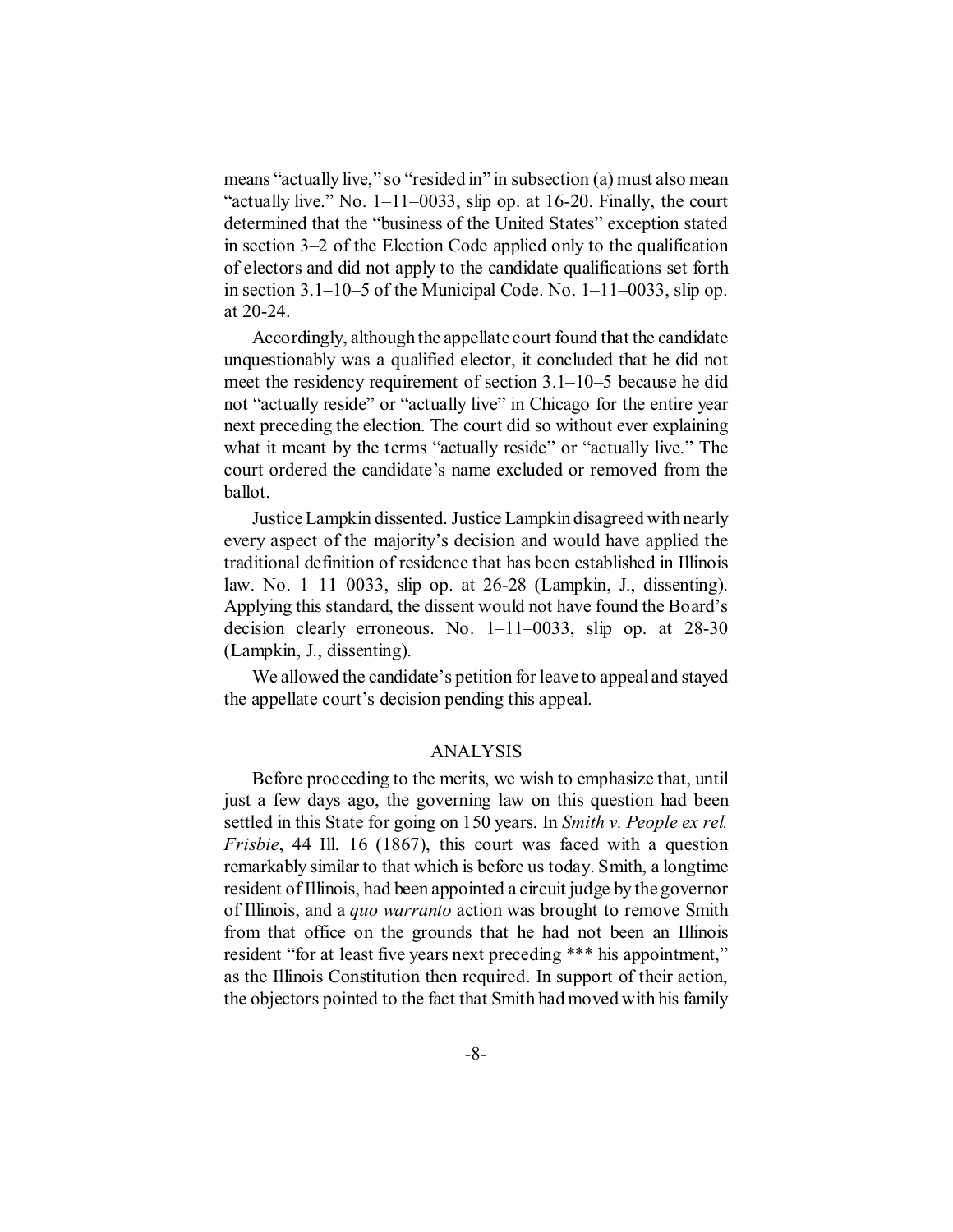means "actually live," so "resided in" in subsection (a) must also mean "actually live." No. 1–11–0033, slip op. at 16-20. Finally, the court determined that the "business of the United States" exception stated in section 3–2 of the Election Code applied only to the qualification of electors and did not apply to the candidate qualifications set forth in section 3.1–10–5 of the Municipal Code. No. 1–11–0033, slip op. at 20-24.

Accordingly, although the appellate court found that the candidate unquestionably was a qualified elector, it concluded that he did not meet the residency requirement of section 3.1–10–5 because he did not "actually reside" or "actually live" in Chicago for the entire year next preceding the election. The court did so without ever explaining what it meant by the terms "actually reside" or "actually live." The court ordered the candidate's name excluded or removed from the ballot.

Justice Lampkin dissented. Justice Lampkin disagreed with nearly every aspect of the majority's decision and would have applied the traditional definition of residence that has been established in Illinois law. No. 1–11–0033, slip op. at 26-28 (Lampkin, J., dissenting). Applying this standard, the dissent would not have found the Board's decision clearly erroneous. No. 1–11–0033, slip op. at 28-30 (Lampkin, J., dissenting).

We allowed the candidate's petition for leave to appeal and stayed the appellate court's decision pending this appeal.

## ANALYSIS

Before proceeding to the merits, we wish to emphasize that, until just a few days ago, the governing law on this question had been settled in this State for going on 150 years. In *Smith v. People ex rel. Frisbie*, 44 Ill. 16 (1867), this court was faced with a question remarkably similar to that which is before us today. Smith, a longtime resident of Illinois, had been appointed a circuit judge by the governor of Illinois, and a *quo warranto* action was brought to remove Smith from that office on the grounds that he had not been an Illinois resident "for at least five years next preceding *** his appointment," as the Illinois Constitution then required. In support of their action, the objectors pointed to the fact that Smith had moved with his family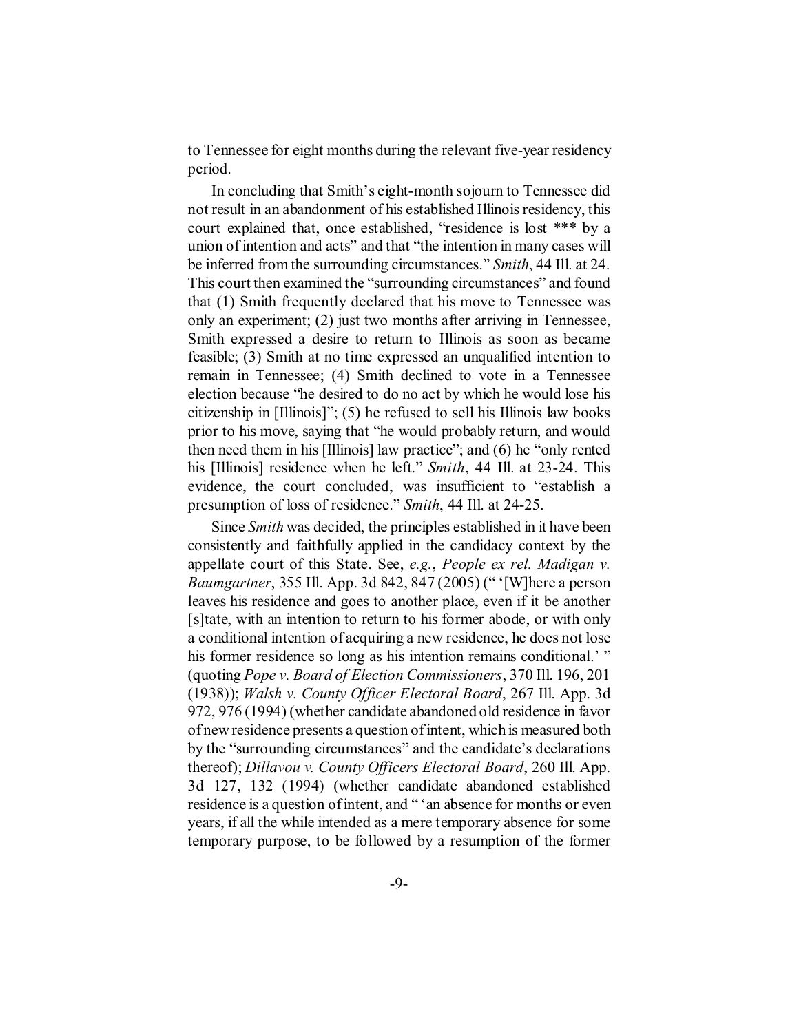to Tennessee for eight months during the relevant five-year residency period.

In concluding that Smith's eight-month sojourn to Tennessee did not result in an abandonment of his established Illinois residency, this court explained that, once established, "residence is lost *** by a union of intention and acts" and that "the intention in many cases will be inferred from the surrounding circumstances." *Smith*, 44 Ill. at 24. This court then examined the "surrounding circumstances" and found that (1) Smith frequently declared that his move to Tennessee was only an experiment; (2) just two months after arriving in Tennessee, Smith expressed a desire to return to Illinois as soon as became feasible; (3) Smith at no time expressed an unqualified intention to remain in Tennessee; (4) Smith declined to vote in a Tennessee election because "he desired to do no act by which he would lose his citizenship in [Illinois]"; (5) he refused to sell his Illinois law books prior to his move, saying that "he would probably return, and would then need them in his [Illinois] law practice"; and (6) he "only rented his [Illinois] residence when he left." *Smith*, 44 Ill. at 23-24. This evidence, the court concluded, was insufficient to "establish a presumption of loss of residence." *Smith*, 44 Ill. at 24-25.

Since *Smith* was decided, the principles established in it have been consistently and faithfully applied in the candidacy context by the appellate court of this State. See, *e.g.*, *People ex rel. Madigan v. Baumgartner*, 355 Ill. App. 3d 842, 847 (2005) (" '[W]here a person leaves his residence and goes to another place, even if it be another [s]tate, with an intention to return to his former abode, or with only a conditional intention of acquiring a new residence, he does not lose his former residence so long as his intention remains conditional.' " (quoting *Pope v. Board of Election Commissioners*, 370 Ill. 196, 201 (1938)); *Walsh v. County Officer Electoral Board*, 267 Ill. App. 3d 972, 976 (1994) (whether candidate abandoned old residence in favor of new residence presents a question of intent, which is measured both by the "surrounding circumstances" and the candidate's declarations thereof); *Dillavou v. County Officers Electoral Board*, 260 Ill. App. 3d 127, 132 (1994) (whether candidate abandoned established residence is a question of intent, and " 'an absence for months or even years, if all the while intended as a mere temporary absence for some temporary purpose, to be followed by a resumption of the former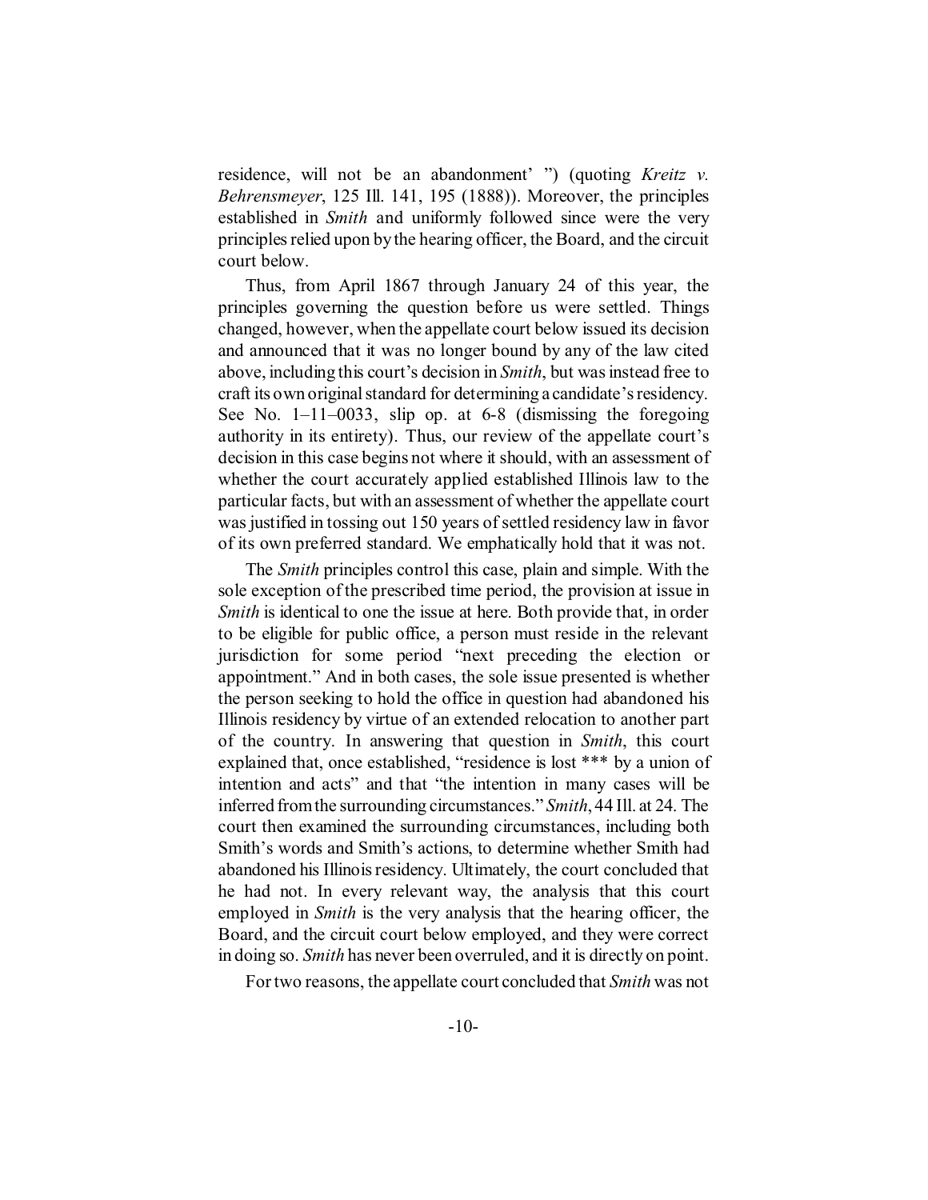residence, will not be an abandonment' ") (quoting *Kreitz v. Behrensmeyer*, 125 Ill. 141, 195 (1888)). Moreover, the principles established in *Smith* and uniformly followed since were the very principles relied upon by the hearing officer, the Board, and the circuit court below.

Thus, from April 1867 through January 24 of this year, the principles governing the question before us were settled. Things changed, however, when the appellate court below issued its decision and announced that it was no longer bound by any of the law cited above, including this court's decision in *Smith*, but was instead free to craft its own original standard for determining a candidate's residency. See No. 1–11–0033, slip op. at 6-8 (dismissing the foregoing authority in its entirety). Thus, our review of the appellate court's decision in this case begins not where it should, with an assessment of whether the court accurately applied established Illinois law to the particular facts, but with an assessment of whether the appellate court was justified in tossing out 150 years of settled residency law in favor of its own preferred standard. We emphatically hold that it was not.

The *Smith* principles control this case, plain and simple. With the sole exception of the prescribed time period, the provision at issue in *Smith* is identical to one the issue at here. Both provide that, in order to be eligible for public office, a person must reside in the relevant jurisdiction for some period "next preceding the election or appointment." And in both cases, the sole issue presented is whether the person seeking to hold the office in question had abandoned his Illinois residency by virtue of an extended relocation to another part of the country. In answering that question in *Smith*, this court explained that, once established, "residence is lost *** by a union of intention and acts" and that "the intention in many cases will be inferred from the surrounding circumstances." *Smith*, 44 Ill. at 24. The court then examined the surrounding circumstances, including both Smith's words and Smith's actions, to determine whether Smith had abandoned his Illinois residency. Ultimately, the court concluded that he had not. In every relevant way, the analysis that this court employed in *Smith* is the very analysis that the hearing officer, the Board, and the circuit court below employed, and they were correct in doing so. *Smith* has never been overruled, and it is directly on point.

For two reasons, the appellate court concluded that *Smith* was not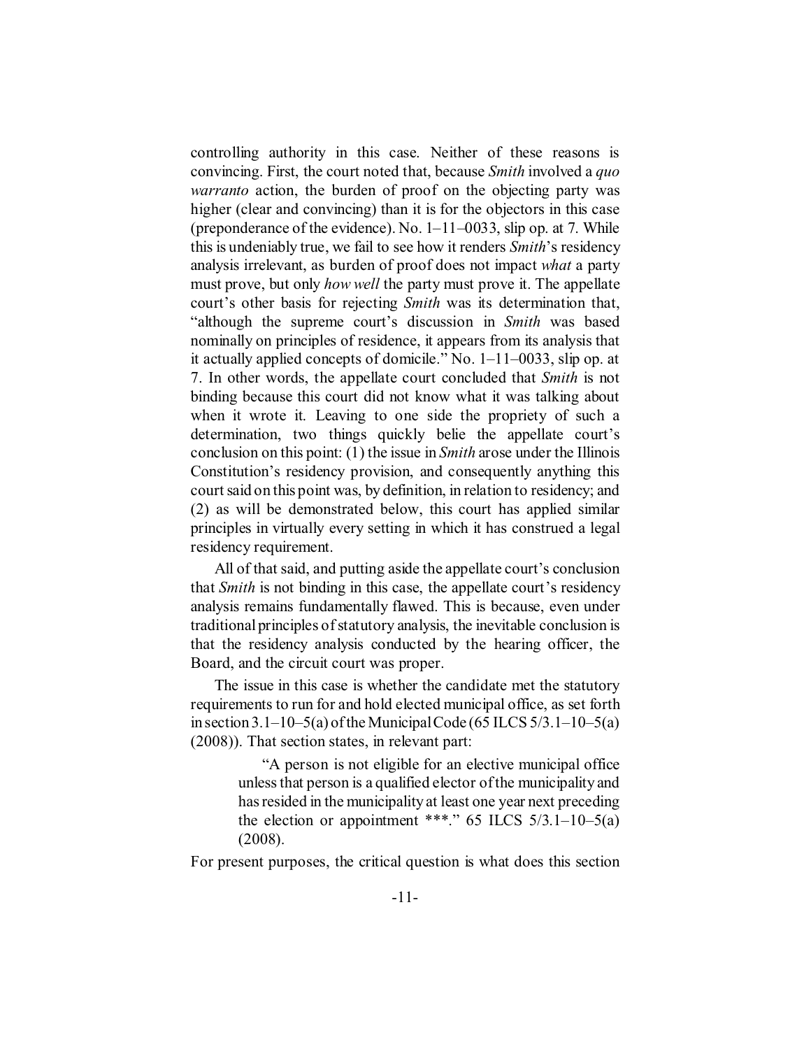controlling authority in this case. Neither of these reasons is convincing. First, the court noted that, because *Smith* involved a *quo warranto* action, the burden of proof on the objecting party was higher (clear and convincing) than it is for the objectors in this case (preponderance of the evidence). No. 1–11–0033, slip op. at 7. While this is undeniably true, we fail to see how it renders *Smith*'s residency analysis irrelevant, as burden of proof does not impact *what* a party must prove, but only *how well* the party must prove it. The appellate court's other basis for rejecting *Smith* was its determination that, "although the supreme court's discussion in *Smith* was based nominally on principles of residence, it appears from its analysis that it actually applied concepts of domicile." No. 1–11–0033, slip op. at 7. In other words, the appellate court concluded that *Smith* is not binding because this court did not know what it was talking about when it wrote it. Leaving to one side the propriety of such a determination, two things quickly belie the appellate court's conclusion on this point: (1) the issue in *Smith* arose under the Illinois Constitution's residency provision, and consequently anything this court said on this point was, by definition, in relation to residency; and (2) as will be demonstrated below, this court has applied similar principles in virtually every setting in which it has construed a legal residency requirement.

All of that said, and putting aside the appellate court's conclusion that *Smith* is not binding in this case, the appellate court's residency analysis remains fundamentally flawed. This is because, even under traditional principles of statutory analysis, the inevitable conclusion is that the residency analysis conducted by the hearing officer, the Board, and the circuit court was proper.

The issue in this case is whether the candidate met the statutory requirements to run for and hold elected municipal office, as set forth in section 3.1–10–5(a) of the Municipal Code (65 ILCS 5/3.1–10–5(a) (2008)). That section states, in relevant part:

> "A person is not eligible for an elective municipal office unless that person is a qualified elector of the municipality and has resided in the municipality at least one year next preceding the election or appointment \*\*\*." 65 ILCS 5/3.1–10–5(a) (2008).

For present purposes, the critical question is what does this section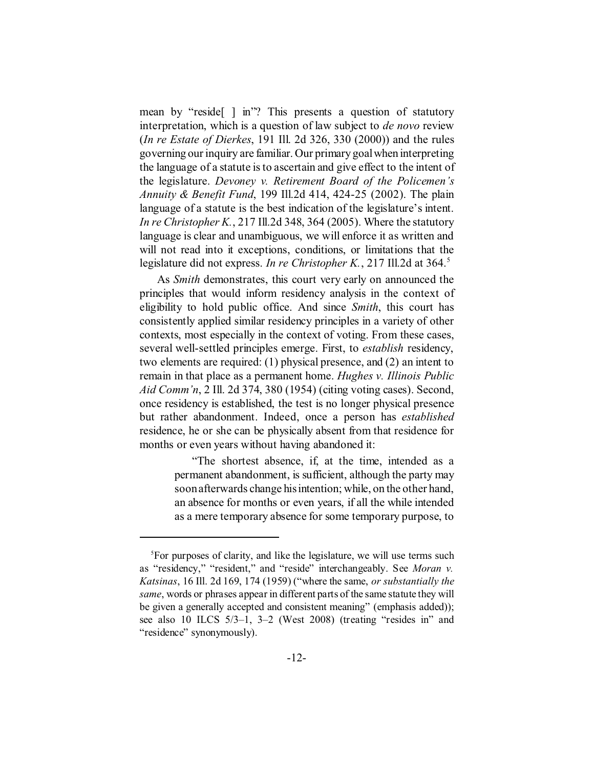mean by "reside[ ] in"? This presents a question of statutory interpretation, which is a question of law subject to *de novo* review (*In re Estate of Dierkes*, 191 Ill. 2d 326, 330 (2000)) and the rules governing our inquiry are familiar. Our primary goal when interpreting the language of a statute is to ascertain and give effect to the intent of the legislature. *Devoney v. Retirement Board of the Policemen's Annuity & Benefit Fund*, 199 Ill.2d 414, 424-25 (2002). The plain language of a statute is the best indication of the legislature's intent. *In re Christopher K.*, 217 Ill.2d 348, 364 (2005). Where the statutory language is clear and unambiguous, we will enforce it as written and will not read into it exceptions, conditions, or limitations that the legislature did not express. *In re Christopher K.*, 217 Ill.2d at 364.[5]

As *Smith* demonstrates, this court very early on announced the principles that would inform residency analysis in the context of eligibility to hold public office. And since *Smith*, this court has consistently applied similar residency principles in a variety of other contexts, most especially in the context of voting. From these cases, several well-settled principles emerge. First, to *establish* residency, two elements are required: (1) physical presence, and (2) an intent to remain in that place as a permanent home. *Hughes v. Illinois Public Aid Comm'n*, 2 Ill. 2d 374, 380 (1954) (citing voting cases). Second, once residency is established, the test is no longer physical presence but rather abandonment. Indeed, once a person has *established* residence, he or she can be physically absent from that residence for months or even years without having abandoned it:

> "The shortest absence, if, at the time, intended as a permanent abandonment, is sufficient, although the party may soon afterwards change his intention; while, on the other hand, an absence for months or even years, if all the while intended as a mere temporary absence for some temporary purpose, to

[5]For purposes of clarity, and like the legislature, we will use terms such as "residency," "resident," and "reside" interchangeably. See *Moran v. Katsinas*, 16 Ill. 2d 169, 174 (1959) ("where the same, *or substantially the same*, words or phrases appear in different parts of the same statute they will be given a generally accepted and consistent meaning" (emphasis added)); see also 10 ILCS 5/3–1, 3–2 (West 2008) (treating "resides in" and "residence" synonymously).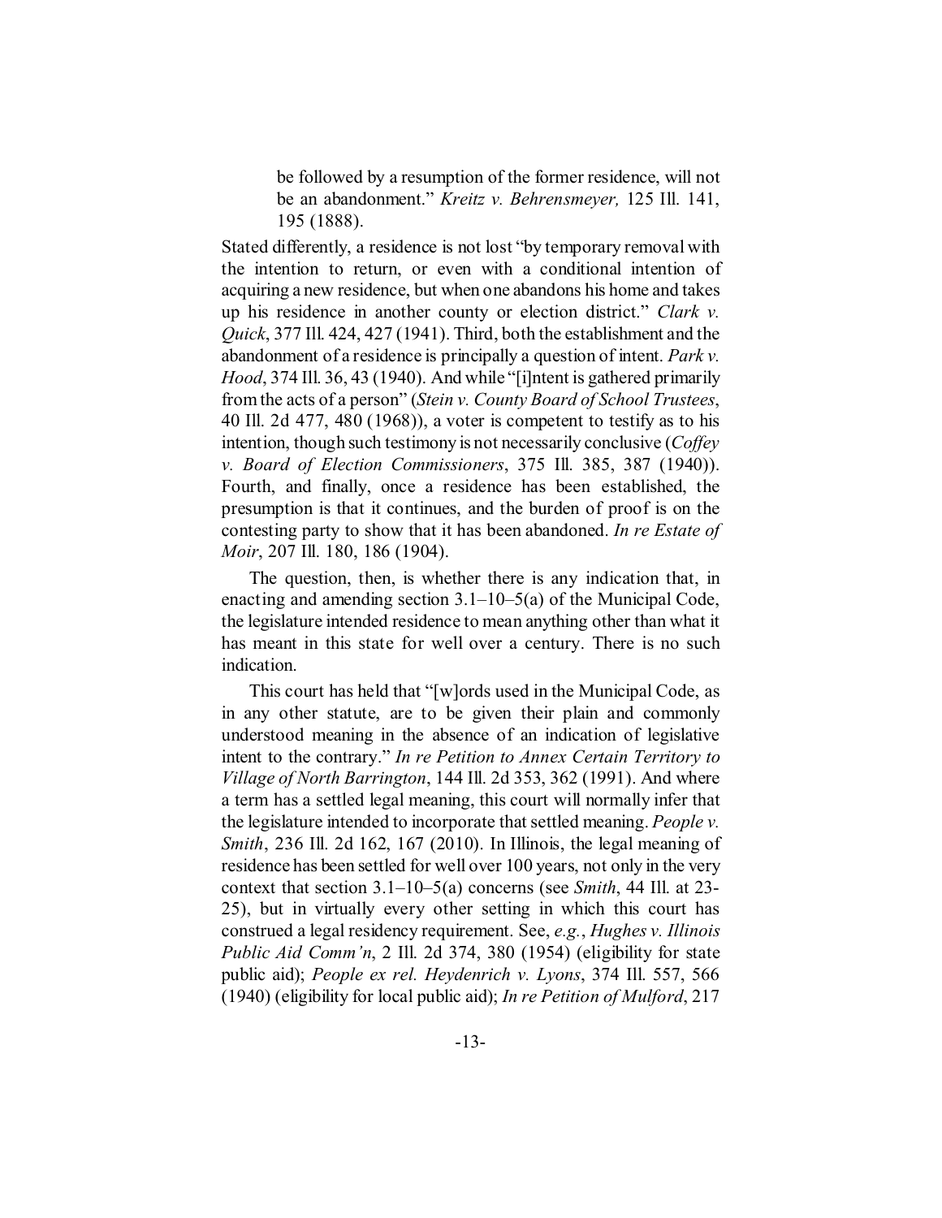> be followed by a resumption of the former residence, will not be an abandonment." *Kreitz v. Behrensmeyer,* 125 Ill. 141, 195 (1888).

Stated differently, a residence is not lost "by temporary removal with the intention to return, or even with a conditional intention of acquiring a new residence, but when one abandons his home and takes up his residence in another county or election district." *Clark v. Quick*, 377 Ill. 424, 427 (1941). Third, both the establishment and the abandonment of a residence is principally a question of intent. *Park v. Hood*, 374 Ill. 36, 43 (1940). And while "[i]ntent is gathered primarily from the acts of a person" (*Stein v. County Board of School Trustees*, 40 Ill. 2d 477, 480 (1968)), a voter is competent to testify as to his intention, though such testimony is not necessarily conclusive (*Coffey v. Board of Election Commissioners*, 375 Ill. 385, 387 (1940)). Fourth, and finally, once a residence has been established, the presumption is that it continues, and the burden of proof is on the contesting party to show that it has been abandoned. *In re Estate of Moir*, 207 Ill. 180, 186 (1904).

The question, then, is whether there is any indication that, in enacting and amending section 3.1–10–5(a) of the Municipal Code, the legislature intended residence to mean anything other than what it has meant in this state for well over a century. There is no such indication.

This court has held that "[w]ords used in the Municipal Code, as in any other statute, are to be given their plain and commonly understood meaning in the absence of an indication of legislative intent to the contrary." *In re Petition to Annex Certain Territory to Village of North Barrington*, 144 Ill. 2d 353, 362 (1991). And where a term has a settled legal meaning, this court will normally infer that the legislature intended to incorporate that settled meaning. *People v. Smith*, 236 Ill. 2d 162, 167 (2010). In Illinois, the legal meaning of residence has been settled for well over 100 years, not only in the very context that section 3.1–10–5(a) concerns (see *Smith*, 44 Ill. at 23-25), but in virtually every other setting in which this court has construed a legal residency requirement. See, *e.g.*, *Hughes v. Illinois Public Aid Comm'n*, 2 Ill. 2d 374, 380 (1954) (eligibility for state public aid); *People ex rel. Heydenrich v. Lyons*, 374 Ill. 557, 566 (1940) (eligibility for local public aid); *In re Petition of Mulford*, 217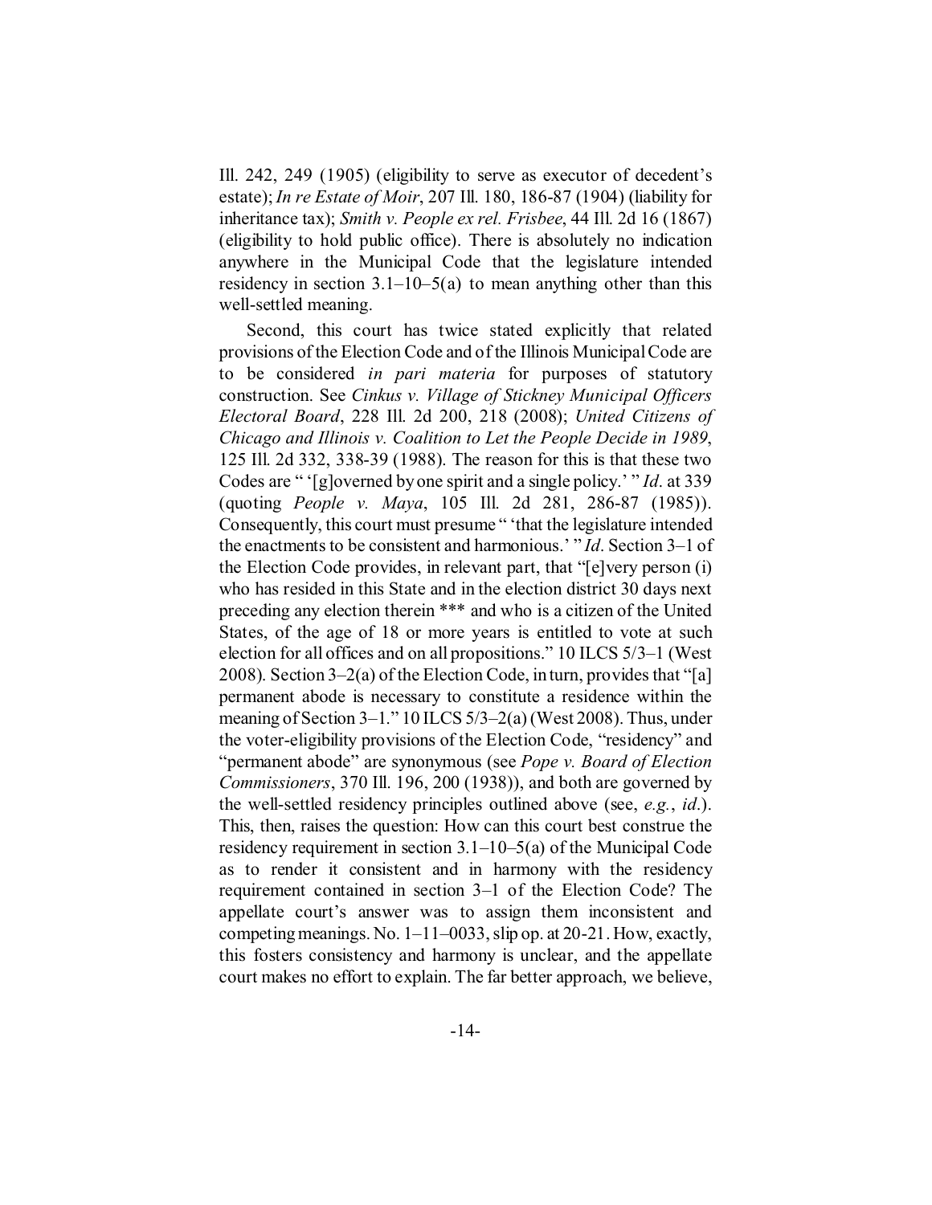Ill. 242, 249 (1905) (eligibility to serve as executor of decedent's estate); *In re Estate of Moir*, 207 Ill. 180, 186-87 (1904) (liability for inheritance tax); *Smith v. People ex rel. Frisbee*, 44 Ill. 2d 16 (1867) (eligibility to hold public office). There is absolutely no indication anywhere in the Municipal Code that the legislature intended residency in section 3.1–10–5(a) to mean anything other than this well-settled meaning.

Second, this court has twice stated explicitly that related provisions of the Election Code and of the Illinois Municipal Code are to be considered *in pari materia* for purposes of statutory construction. See *Cinkus v. Village of Stickney Municipal Officers Electoral Board*, 228 Ill. 2d 200, 218 (2008); *United Citizens of Chicago and Illinois v. Coalition to Let the People Decide in 1989*, 125 Ill. 2d 332, 338-39 (1988). The reason for this is that these two Codes are " '[g]overned by one spirit and a single policy.' " *Id*. at 339 (quoting *People v. Maya*, 105 Ill. 2d 281, 286-87 (1985)). Consequently, this court must presume " 'that the legislature intended the enactments to be consistent and harmonious.' " *Id*. Section 3–1 of the Election Code provides, in relevant part, that "[e]very person (i) who has resided in this State and in the election district 30 days next preceding any election therein *** and who is a citizen of the United States, of the age of 18 or more years is entitled to vote at such election for all offices and on all propositions." 10 ILCS 5/3–1 (West 2008). Section 3–2(a) of the Election Code, in turn, provides that "[a] permanent abode is necessary to constitute a residence within the meaning of Section 3–1." 10 ILCS 5/3–2(a) (West 2008). Thus, under the voter-eligibility provisions of the Election Code, "residency" and "permanent abode" are synonymous (see *Pope v. Board of Election Commissioners*, 370 Ill. 196, 200 (1938)), and both are governed by the well-settled residency principles outlined above (see, *e.g.*, *id*.). This, then, raises the question: How can this court best construe the residency requirement in section 3.1–10–5(a) of the Municipal Code as to render it consistent and in harmony with the residency requirement contained in section 3–1 of the Election Code? The appellate court's answer was to assign them inconsistent and competing meanings. No. 1–11–0033, slip op. at 20-21. How, exactly, this fosters consistency and harmony is unclear, and the appellate court makes no effort to explain. The far better approach, we believe,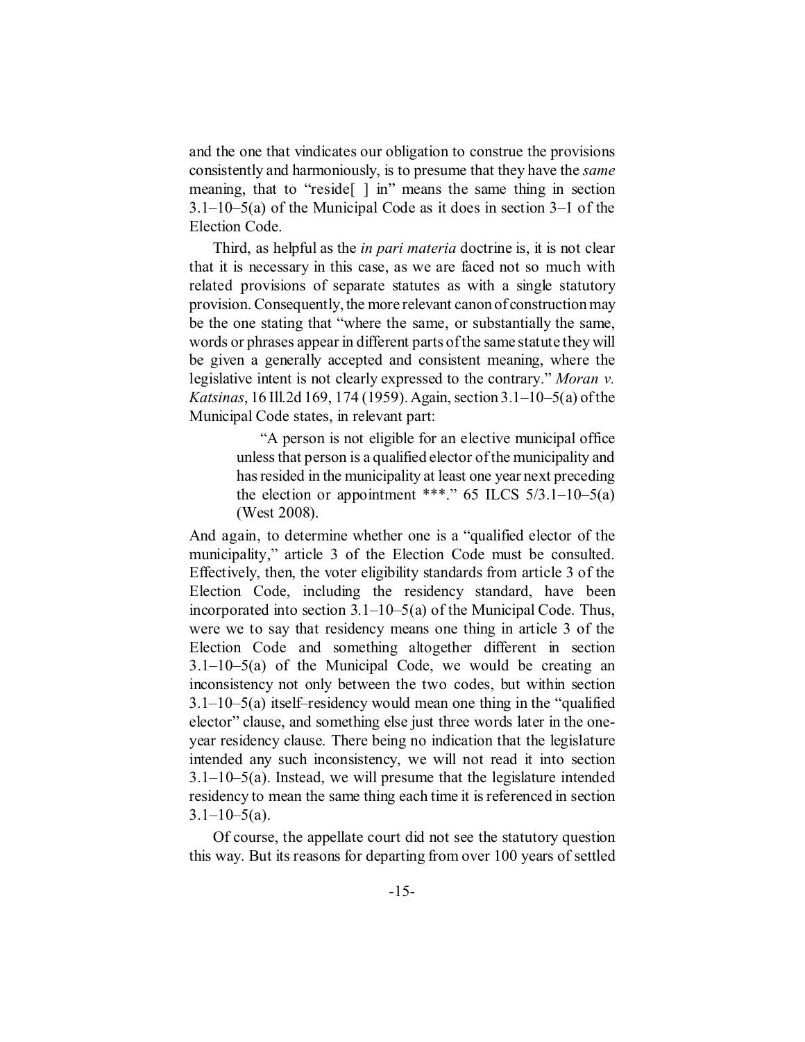and the one that vindicates our obligation to construe the provisions consistently and harmoniously, is to presume that they have the *same* meaning, that to "reside[ ] in" means the same thing in section 3.1–10–5(a) of the Municipal Code as it does in section 3–1 of the Election Code.

Third, as helpful as the *in pari materia* doctrine is, it is not clear that it is necessary in this case, as we are faced not so much with related provisions of separate statutes as with a single statutory provision. Consequently, the more relevant canon of construction may be the one stating that "where the same, or substantially the same, words or phrases appear in different parts of the same statute they will be given a generally accepted and consistent meaning, where the legislative intent is not clearly expressed to the contrary." *Moran v. Katsinas*, 16 Ill.2d 169, 174 (1959). Again, section 3.1–10–5(a) of the Municipal Code states, in relevant part:

> "A person is not eligible for an elective municipal office unless that person is a qualified elector of the municipality and has resided in the municipality at least one year next preceding the election or appointment ***." 65 ILCS 5/3.1–10–5(a) (West 2008).

And again, to determine whether one is a "qualified elector of the municipality," article 3 of the Election Code must be consulted. Effectively, then, the voter eligibility standards from article 3 of the Election Code, including the residency standard, have been incorporated into section 3.1–10–5(a) of the Municipal Code. Thus, were we to say that residency means one thing in article 3 of the Election Code and something altogether different in section 3.1–10–5(a) of the Municipal Code, we would be creating an inconsistency not only between the two codes, but within section 3.1–10–5(a) itself–residency would mean one thing in the "qualified elector" clause, and something else just three words later in the one-year residency clause. There being no indication that the legislature intended any such inconsistency, we will not read it into section 3.1–10–5(a). Instead, we will presume that the legislature intended residency to mean the same thing each time it is referenced in section 3.1–10–5(a).

Of course, the appellate court did not see the statutory question this way. But its reasons for departing from over 100 years of settled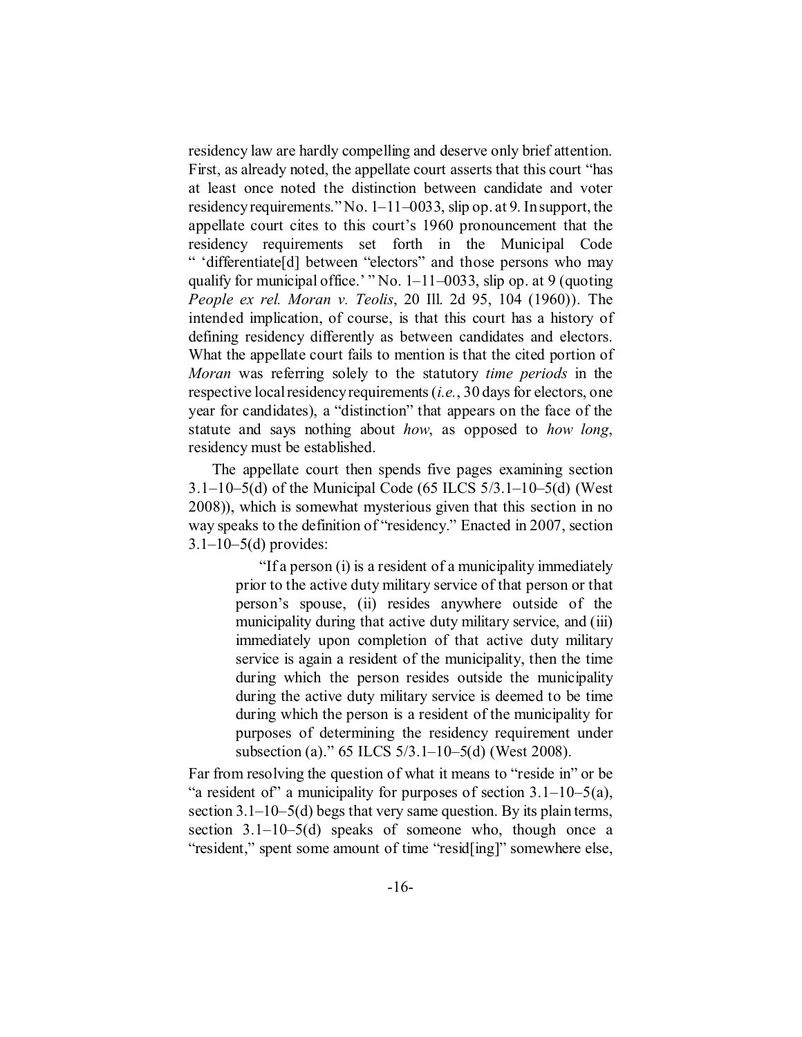residency law are hardly compelling and deserve only brief attention. First, as already noted, the appellate court asserts that this court "has at least once noted the distinction between candidate and voter residency requirements." No. 1–11–0033, slip op. at 9. In support, the appellate court cites to this court's 1960 pronouncement that the residency requirements set forth in the Municipal Code " 'differentiate[d] between "electors" and those persons who may qualify for municipal office.' " No. 1–11–0033, slip op. at 9 (quoting *People ex rel. Moran v. Teolis*, 20 Ill. 2d 95, 104 (1960)). The intended implication, of course, is that this court has a history of defining residency differently as between candidates and electors. What the appellate court fails to mention is that the cited portion of *Moran* was referring solely to the statutory *time periods* in the respective local residency requirements (*i.e.*, 30 days for electors, one year for candidates), a "distinction" that appears on the face of the statute and says nothing about *how*, as opposed to *how long*, residency must be established.

The appellate court then spends five pages examining section 3.1–10–5(d) of the Municipal Code (65 ILCS 5/3.1–10–5(d) (West 2008)), which is somewhat mysterious given that this section in no way speaks to the definition of "residency." Enacted in 2007, section 3.1–10–5(d) provides:

> "If a person (i) is a resident of a municipality immediately prior to the active duty military service of that person or that person's spouse, (ii) resides anywhere outside of the municipality during that active duty military service, and (iii) immediately upon completion of that active duty military service is again a resident of the municipality, then the time during which the person resides outside the municipality during the active duty military service is deemed to be time during which the person is a resident of the municipality for purposes of determining the residency requirement under subsection (a)." 65 ILCS 5/3.1–10–5(d) (West 2008).

Far from resolving the question of what it means to "reside in" or be "a resident of" a municipality for purposes of section 3.1–10–5(a), section 3.1–10–5(d) begs that very same question. By its plain terms, section 3.1–10–5(d) speaks of someone who, though once a "resident," spent some amount of time "resid[ing]" somewhere else,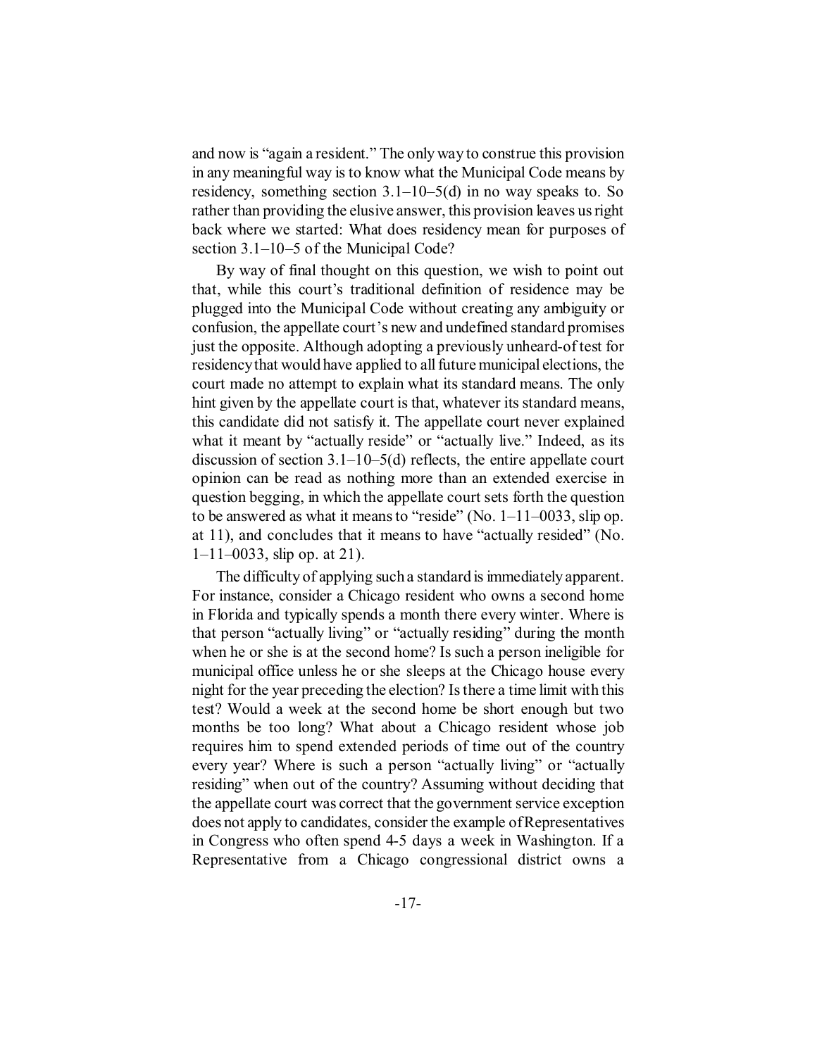and now is "again a resident." The only way to construe this provision in any meaningful way is to know what the Municipal Code means by residency, something section 3.1–10–5(d) in no way speaks to. So rather than providing the elusive answer, this provision leaves us right back where we started: What does residency mean for purposes of section 3.1–10–5 of the Municipal Code?

By way of final thought on this question, we wish to point out that, while this court's traditional definition of residence may be plugged into the Municipal Code without creating any ambiguity or confusion, the appellate court's new and undefined standard promises just the opposite. Although adopting a previously unheard-of test for residency that would have applied to all future municipal elections, the court made no attempt to explain what its standard means. The only hint given by the appellate court is that, whatever its standard means, this candidate did not satisfy it. The appellate court never explained what it meant by "actually reside" or "actually live." Indeed, as its discussion of section 3.1–10–5(d) reflects, the entire appellate court opinion can be read as nothing more than an extended exercise in question begging, in which the appellate court sets forth the question to be answered as what it means to "reside" (No. 1–11–0033, slip op. at 11), and concludes that it means to have "actually resided" (No. 1–11–0033, slip op. at 21).

The difficulty of applying such a standard is immediately apparent. For instance, consider a Chicago resident who owns a second home in Florida and typically spends a month there every winter. Where is that person "actually living" or "actually residing" during the month when he or she is at the second home? Is such a person ineligible for municipal office unless he or she sleeps at the Chicago house every night for the year preceding the election? Is there a time limit with this test? Would a week at the second home be short enough but two months be too long? What about a Chicago resident whose job requires him to spend extended periods of time out of the country every year? Where is such a person "actually living" or "actually residing" when out of the country? Assuming without deciding that the appellate court was correct that the government service exception does not apply to candidates, consider the example of Representatives in Congress who often spend 4-5 days a week in Washington. If a Representative from a Chicago congressional district owns a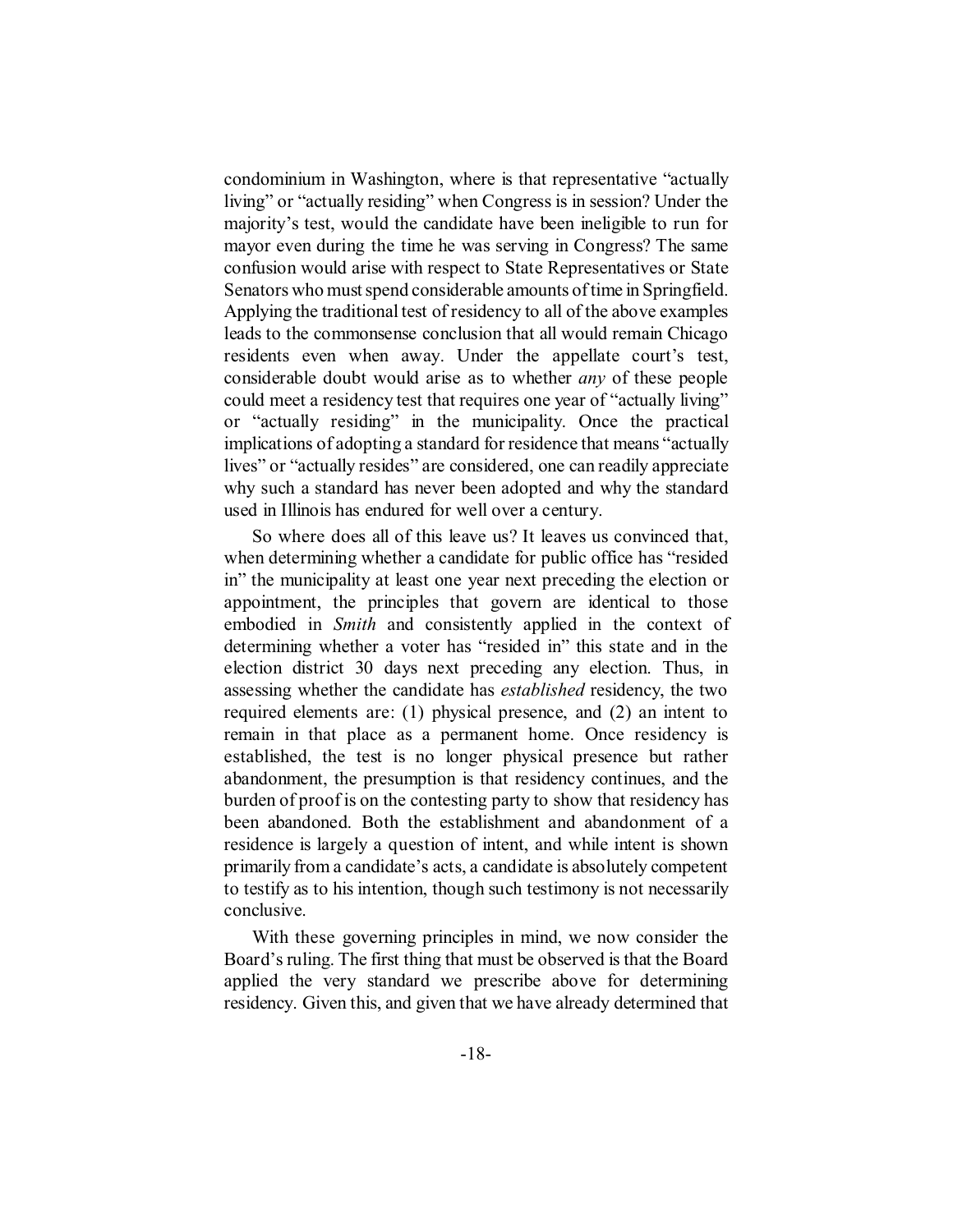condominium in Washington, where is that representative "actually living" or "actually residing" when Congress is in session? Under the majority's test, would the candidate have been ineligible to run for mayor even during the time he was serving in Congress? The same confusion would arise with respect to State Representatives or State Senators who must spend considerable amounts of time in Springfield. Applying the traditional test of residency to all of the above examples leads to the commonsense conclusion that all would remain Chicago residents even when away. Under the appellate court's test, considerable doubt would arise as to whether *any* of these people could meet a residency test that requires one year of "actually living" or "actually residing" in the municipality. Once the practical implications of adopting a standard for residence that means "actually lives" or "actually resides" are considered, one can readily appreciate why such a standard has never been adopted and why the standard used in Illinois has endured for well over a century.

So where does all of this leave us? It leaves us convinced that, when determining whether a candidate for public office has "resided in" the municipality at least one year next preceding the election or appointment, the principles that govern are identical to those embodied in *Smith* and consistently applied in the context of determining whether a voter has "resided in" this state and in the election district 30 days next preceding any election. Thus, in assessing whether the candidate has *established* residency, the two required elements are: (1) physical presence, and (2) an intent to remain in that place as a permanent home. Once residency is established, the test is no longer physical presence but rather abandonment, the presumption is that residency continues, and the burden of proof is on the contesting party to show that residency has been abandoned. Both the establishment and abandonment of a residence is largely a question of intent, and while intent is shown primarily from a candidate's acts, a candidate is absolutely competent to testify as to his intention, though such testimony is not necessarily conclusive.

With these governing principles in mind, we now consider the Board's ruling. The first thing that must be observed is that the Board applied the very standard we prescribe above for determining residency. Given this, and given that we have already determined that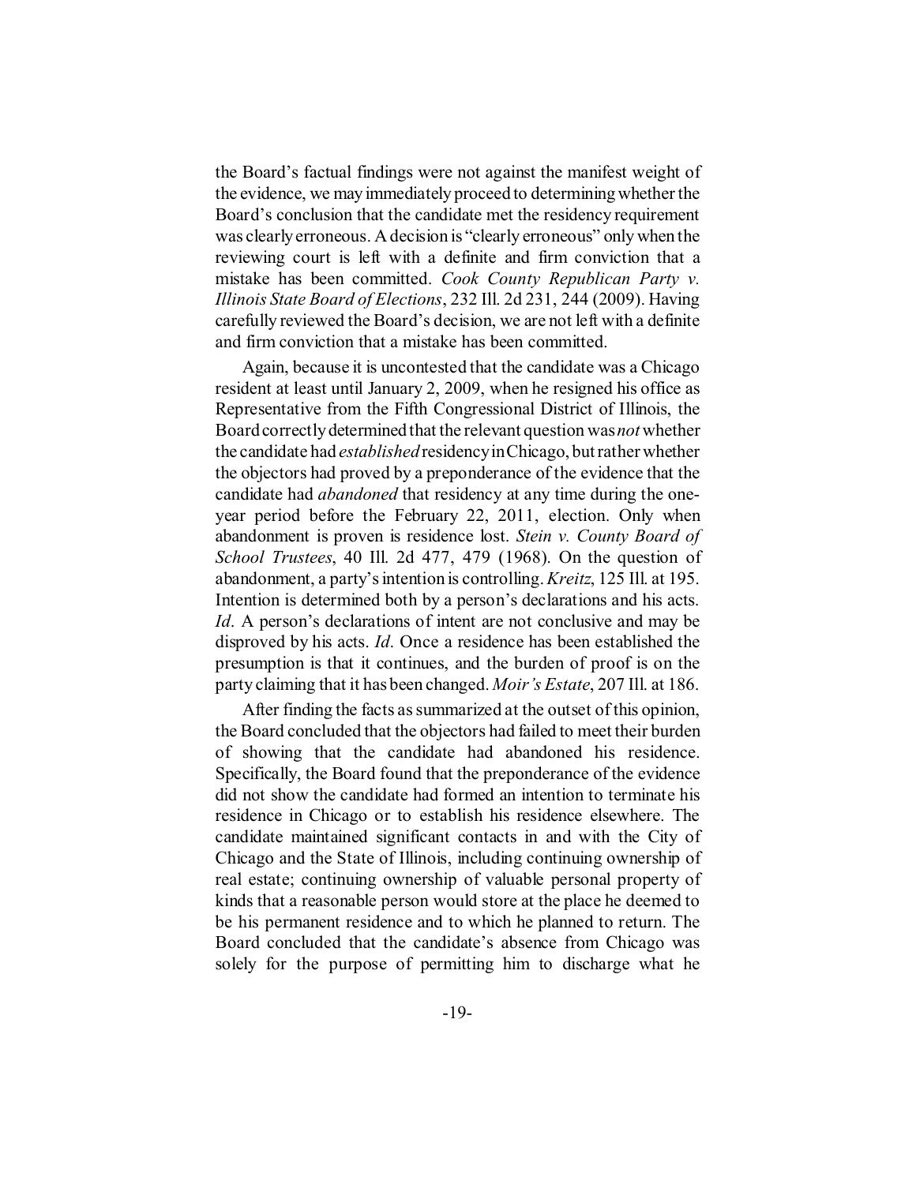the Board's factual findings were not against the manifest weight of the evidence, we may immediately proceed to determining whether the Board's conclusion that the candidate met the residency requirement was clearly erroneous. A decision is "clearly erroneous" only when the reviewing court is left with a definite and firm conviction that a mistake has been committed. *Cook County Republican Party v. Illinois State Board of Elections*, 232 Ill. 2d 231, 244 (2009). Having carefully reviewed the Board's decision, we are not left with a definite and firm conviction that a mistake has been committed.

Again, because it is uncontested that the candidate was a Chicago resident at least until January 2, 2009, when he resigned his office as Representative from the Fifth Congressional District of Illinois, the Board correctly determined that the relevant question was *not* whether the candidate had *established* residency in Chicago, but rather whether the objectors had proved by a preponderance of the evidence that the candidate had *abandoned* that residency at any time during the one-year period before the February 22, 2011, election. Only when abandonment is proven is residence lost. *Stein v. County Board of School Trustees*, 40 Ill. 2d 477, 479 (1968). On the question of abandonment, a party's intention is controlling. *Kreitz*, 125 Ill. at 195. Intention is determined both by a person's declarations and his acts. *Id*. A person's declarations of intent are not conclusive and may be disproved by his acts. *Id*. Once a residence has been established the presumption is that it continues, and the burden of proof is on the party claiming that it has been changed. *Moir's Estate*, 207 Ill. at 186.

After finding the facts as summarized at the outset of this opinion, the Board concluded that the objectors had failed to meet their burden of showing that the candidate had abandoned his residence. Specifically, the Board found that the preponderance of the evidence did not show the candidate had formed an intention to terminate his residence in Chicago or to establish his residence elsewhere. The candidate maintained significant contacts in and with the City of Chicago and the State of Illinois, including continuing ownership of real estate; continuing ownership of valuable personal property of kinds that a reasonable person would store at the place he deemed to be his permanent residence and to which he planned to return. The Board concluded that the candidate's absence from Chicago was solely for the purpose of permitting him to discharge what he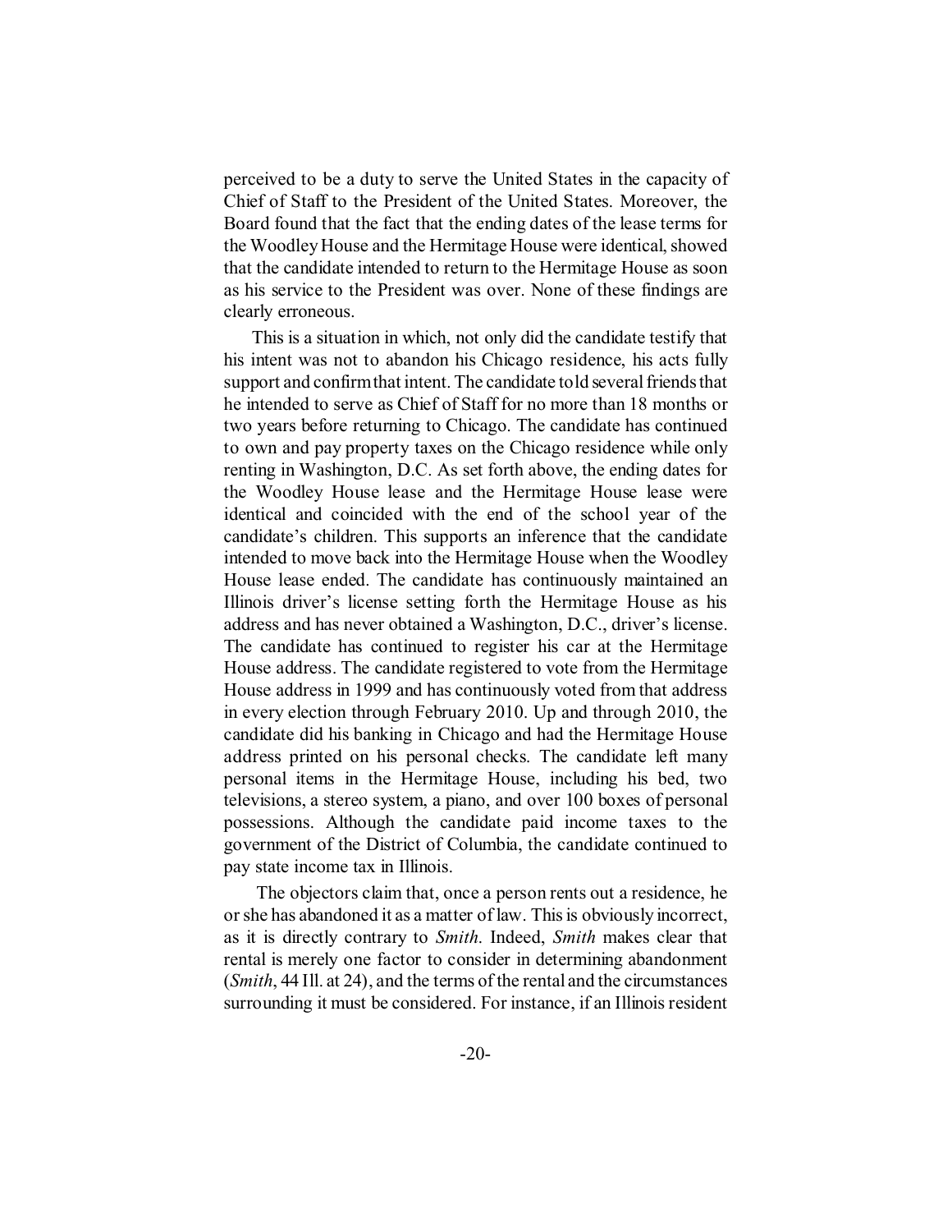perceived to be a duty to serve the United States in the capacity of Chief of Staff to the President of the United States. Moreover, the Board found that the fact that the ending dates of the lease terms for the Woodley House and the Hermitage House were identical, showed that the candidate intended to return to the Hermitage House as soon as his service to the President was over. None of these findings are clearly erroneous.

This is a situation in which, not only did the candidate testify that his intent was not to abandon his Chicago residence, his acts fully support and confirm that intent. The candidate told several friends that he intended to serve as Chief of Staff for no more than 18 months or two years before returning to Chicago. The candidate has continued to own and pay property taxes on the Chicago residence while only renting in Washington, D.C. As set forth above, the ending dates for the Woodley House lease and the Hermitage House lease were identical and coincided with the end of the school year of the candidate's children. This supports an inference that the candidate intended to move back into the Hermitage House when the Woodley House lease ended. The candidate has continuously maintained an Illinois driver's license setting forth the Hermitage House as his address and has never obtained a Washington, D.C., driver's license. The candidate has continued to register his car at the Hermitage House address. The candidate registered to vote from the Hermitage House address in 1999 and has continuously voted from that address in every election through February 2010. Up and through 2010, the candidate did his banking in Chicago and had the Hermitage House address printed on his personal checks. The candidate left many personal items in the Hermitage House, including his bed, two televisions, a stereo system, a piano, and over 100 boxes of personal possessions. Although the candidate paid income taxes to the government of the District of Columbia, the candidate continued to pay state income tax in Illinois.

The objectors claim that, once a person rents out a residence, he or she has abandoned it as a matter of law. This is obviously incorrect, as it is directly contrary to *Smith*. Indeed, *Smith* makes clear that rental is merely one factor to consider in determining abandonment (*Smith*, 44 Ill. at 24), and the terms of the rental and the circumstances surrounding it must be considered. For instance, if an Illinois resident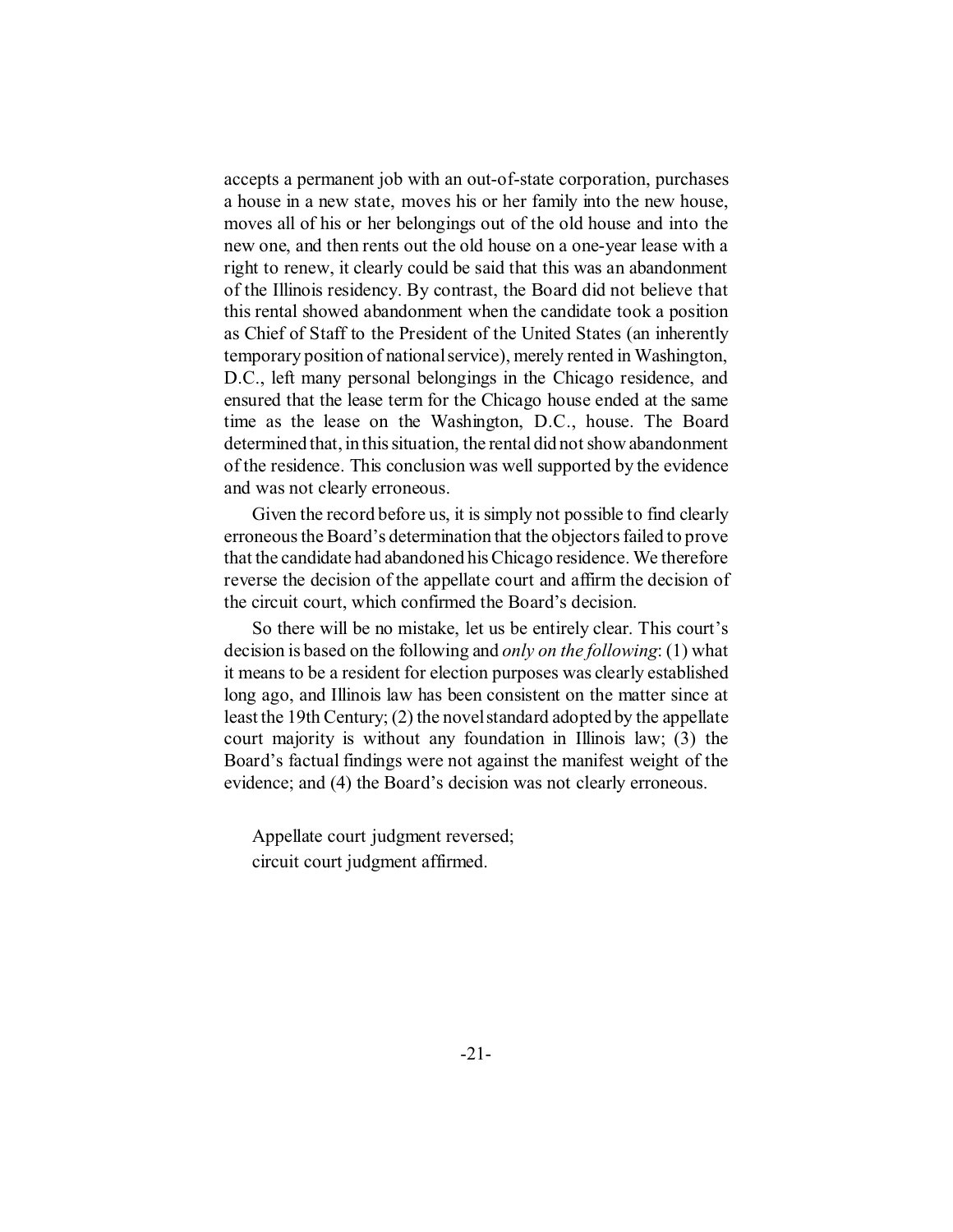accepts a permanent job with an out-of-state corporation, purchases a house in a new state, moves his or her family into the new house, moves all of his or her belongings out of the old house and into the new one, and then rents out the old house on a one-year lease with a right to renew, it clearly could be said that this was an abandonment of the Illinois residency. By contrast, the Board did not believe that this rental showed abandonment when the candidate took a position as Chief of Staff to the President of the United States (an inherently temporary position of national service), merely rented in Washington, D.C., left many personal belongings in the Chicago residence, and ensured that the lease term for the Chicago house ended at the same time as the lease on the Washington, D.C., house. The Board determined that, in this situation, the rental did not show abandonment of the residence. This conclusion was well supported by the evidence and was not clearly erroneous.

Given the record before us, it is simply not possible to find clearly erroneous the Board's determination that the objectors failed to prove that the candidate had abandoned his Chicago residence. We therefore reverse the decision of the appellate court and affirm the decision of the circuit court, which confirmed the Board's decision.

So there will be no mistake, let us be entirely clear. This court's decision is based on the following and *only on the following*: (1) what it means to be a resident for election purposes was clearly established long ago, and Illinois law has been consistent on the matter since at least the 19th Century; (2) the novel standard adopted by the appellate court majority is without any foundation in Illinois law; (3) the Board's factual findings were not against the manifest weight of the evidence; and (4) the Board's decision was not clearly erroneous.

Appellate court judgment reversed;
circuit court judgment affirmed.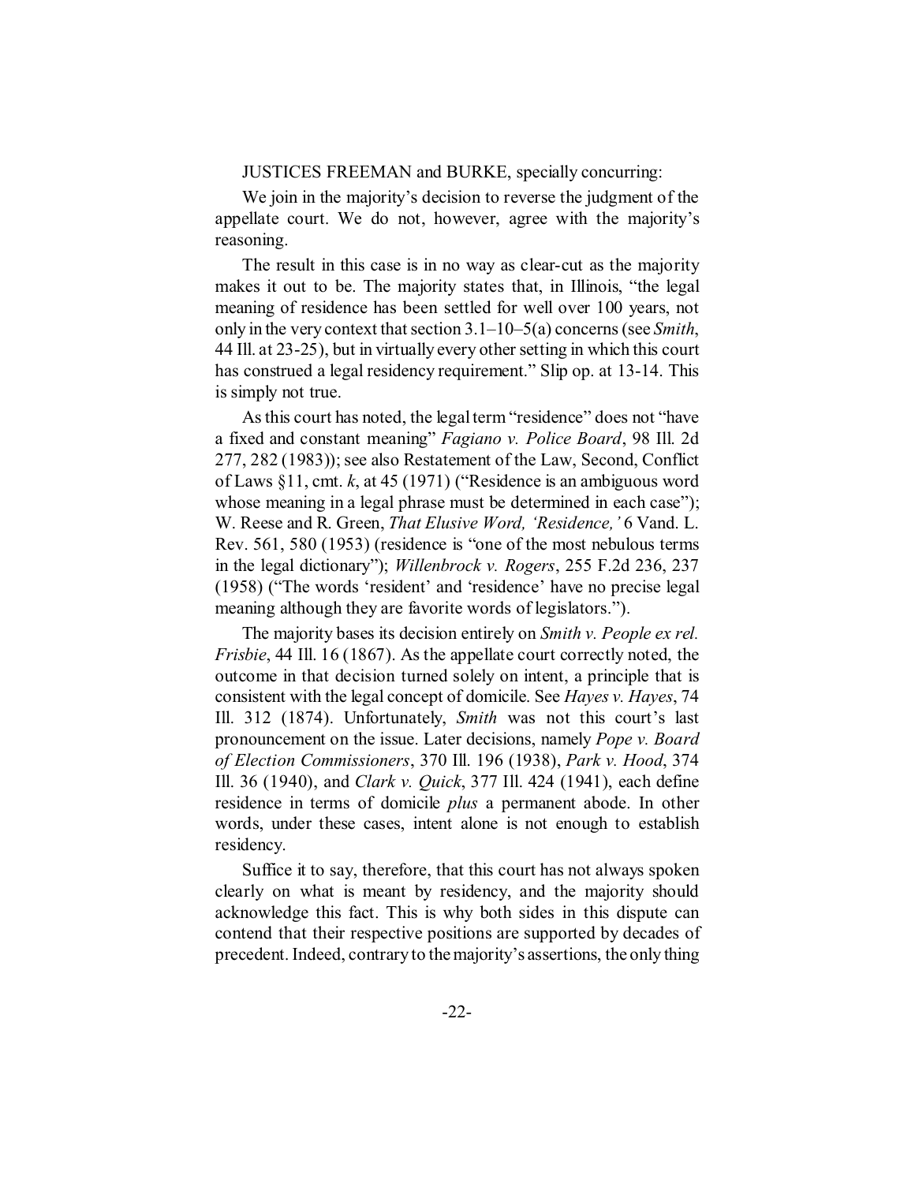JUSTICES FREEMAN and BURKE, specially concurring:

We join in the majority's decision to reverse the judgment of the appellate court. We do not, however, agree with the majority's reasoning.

The result in this case is in no way as clear-cut as the majority makes it out to be. The majority states that, in Illinois, "the legal meaning of residence has been settled for well over 100 years, not only in the very context that section 3.1–10–5(a) concerns (see *Smith*, 44 Ill. at 23-25), but in virtually every other setting in which this court has construed a legal residency requirement." Slip op. at 13-14. This is simply not true.

As this court has noted, the legal term "residence" does not "have a fixed and constant meaning" *Fagiano v. Police Board*, 98 Ill. 2d 277, 282 (1983)); see also Restatement of the Law, Second, Conflict of Laws §11, cmt. *k*, at 45 (1971) ("Residence is an ambiguous word whose meaning in a legal phrase must be determined in each case"); W. Reese and R. Green, *That Elusive Word, 'Residence,'* 6 Vand. L. Rev. 561, 580 (1953) (residence is "one of the most nebulous terms in the legal dictionary"); *Willenbrock v. Rogers*, 255 F.2d 236, 237 (1958) ("The words 'resident' and 'residence' have no precise legal meaning although they are favorite words of legislators.").

The majority bases its decision entirely on *Smith v. People ex rel. Frisbie*, 44 Ill. 16 (1867). As the appellate court correctly noted, the outcome in that decision turned solely on intent, a principle that is consistent with the legal concept of domicile. See *Hayes v. Hayes*, 74 Ill. 312 (1874). Unfortunately, *Smith* was not this court's last pronouncement on the issue. Later decisions, namely *Pope v. Board of Election Commissioners*, 370 Ill. 196 (1938), *Park v. Hood*, 374 Ill. 36 (1940), and *Clark v. Quick*, 377 Ill. 424 (1941), each define residence in terms of domicile *plus* a permanent abode. In other words, under these cases, intent alone is not enough to establish residency.

Suffice it to say, therefore, that this court has not always spoken clearly on what is meant by residency, and the majority should acknowledge this fact. This is why both sides in this dispute can contend that their respective positions are supported by decades of precedent. Indeed, contrary to the majority's assertions, the only thing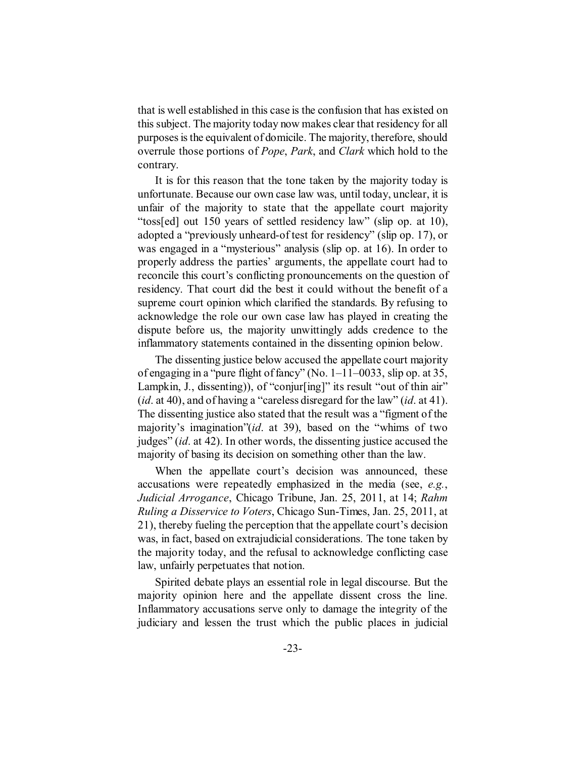that is well established in this case is the confusion that has existed on this subject. The majority today now makes clear that residency for all purposes is the equivalent of domicile. The majority, therefore, should overrule those portions of *Pope*, *Park*, and *Clark* which hold to the contrary.

It is for this reason that the tone taken by the majority today is unfortunate. Because our own case law was, until today, unclear, it is unfair of the majority to state that the appellate court majority "toss[ed] out 150 years of settled residency law" (slip op. at 10), adopted a "previously unheard-of test for residency" (slip op. 17), or was engaged in a "mysterious" analysis (slip op. at 16). In order to properly address the parties' arguments, the appellate court had to reconcile this court's conflicting pronouncements on the question of residency. That court did the best it could without the benefit of a supreme court opinion which clarified the standards. By refusing to acknowledge the role our own case law has played in creating the dispute before us, the majority unwittingly adds credence to the inflammatory statements contained in the dissenting opinion below.

The dissenting justice below accused the appellate court majority of engaging in a "pure flight of fancy" (No. 1–11–0033, slip op. at 35, Lampkin, J., dissenting)), of "conjur[ing]" its result "out of thin air" (*id*. at 40), and of having a "careless disregard for the law" (*id*. at 41). The dissenting justice also stated that the result was a "figment of the majority's imagination"(*id*. at 39), based on the "whims of two judges" (*id*. at 42). In other words, the dissenting justice accused the majority of basing its decision on something other than the law.

When the appellate court's decision was announced, these accusations were repeatedly emphasized in the media (see, *e.g.*, *Judicial Arrogance*, Chicago Tribune, Jan. 25, 2011, at 14; *Rahm Ruling a Disservice to Voters*, Chicago Sun-Times, Jan. 25, 2011, at 21), thereby fueling the perception that the appellate court's decision was, in fact, based on extrajudicial considerations. The tone taken by the majority today, and the refusal to acknowledge conflicting case law, unfairly perpetuates that notion.

Spirited debate plays an essential role in legal discourse. But the majority opinion here and the appellate dissent cross the line. Inflammatory accusations serve only to damage the integrity of the judiciary and lessen the trust which the public places in judicial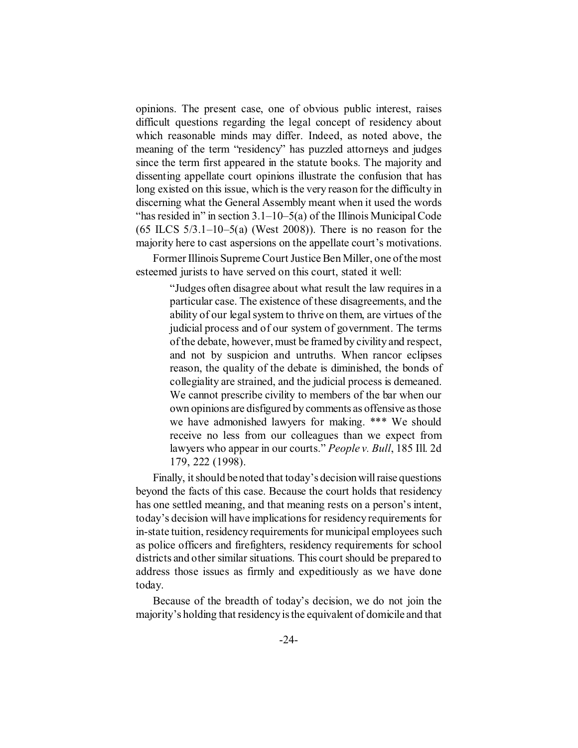opinions. The present case, one of obvious public interest, raises difficult questions regarding the legal concept of residency about which reasonable minds may differ. Indeed, as noted above, the meaning of the term "residency" has puzzled attorneys and judges since the term first appeared in the statute books. The majority and dissenting appellate court opinions illustrate the confusion that has long existed on this issue, which is the very reason for the difficulty in discerning what the General Assembly meant when it used the words "has resided in" in section 3.1–10–5(a) of the Illinois Municipal Code (65 ILCS 5/3.1–10–5(a) (West 2008)). There is no reason for the majority here to cast aspersions on the appellate court's motivations.

Former Illinois Supreme Court Justice Ben Miller, one of the most esteemed jurists to have served on this court, stated it well:

> "Judges often disagree about what result the law requires in a particular case. The existence of these disagreements, and the ability of our legal system to thrive on them, are virtues of the judicial process and of our system of government. The terms of the debate, however, must be framed by civility and respect, and not by suspicion and untruths. When rancor eclipses reason, the quality of the debate is diminished, the bonds of collegiality are strained, and the judicial process is demeaned. We cannot prescribe civility to members of the bar when our own opinions are disfigured by comments as offensive as those we have admonished lawyers for making. *** We should receive no less from our colleagues than we expect from lawyers who appear in our courts." *People v. Bull*, 185 Ill. 2d 179, 222 (1998).

Finally, it should be noted that today's decision will raise questions beyond the facts of this case. Because the court holds that residency has one settled meaning, and that meaning rests on a person's intent, today's decision will have implications for residency requirements for in-state tuition, residency requirements for municipal employees such as police officers and firefighters, residency requirements for school districts and other similar situations. This court should be prepared to address those issues as firmly and expeditiously as we have done today.

Because of the breadth of today's decision, we do not join the majority's holding that residency is the equivalent of domicile and that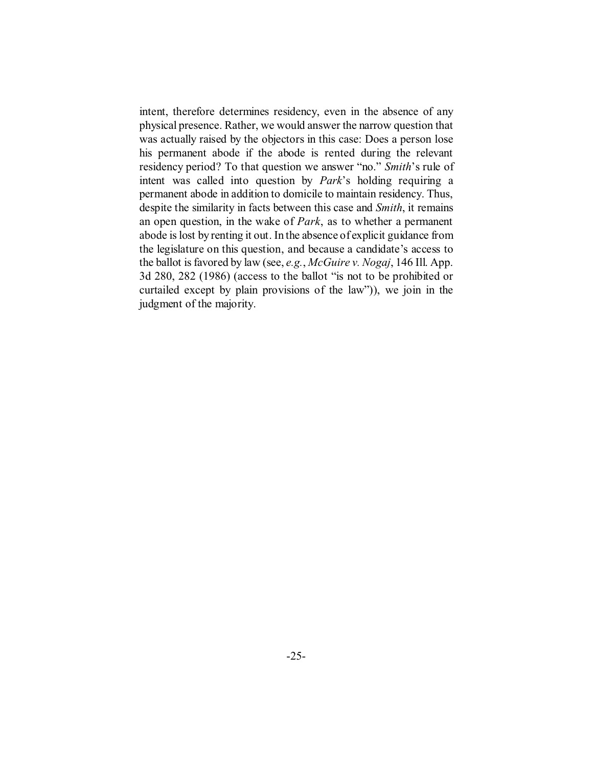intent, therefore determines residency, even in the absence of any physical presence. Rather, we would answer the narrow question that was actually raised by the objectors in this case: Does a person lose his permanent abode if the abode is rented during the relevant residency period? To that question we answer "no." *Smith*'s rule of intent was called into question by *Park*'s holding requiring a permanent abode in addition to domicile to maintain residency. Thus, despite the similarity in facts between this case and *Smith*, it remains an open question, in the wake of *Park*, as to whether a permanent abode is lost by renting it out. In the absence of explicit guidance from the legislature on this question, and because a candidate's access to the ballot is favored by law (see, *e.g.*, *McGuire v. Nogaj*, 146 Ill. App. 3d 280, 282 (1986) (access to the ballot "is not to be prohibited or curtailed except by plain provisions of the law")), we join in the judgment of the majority.